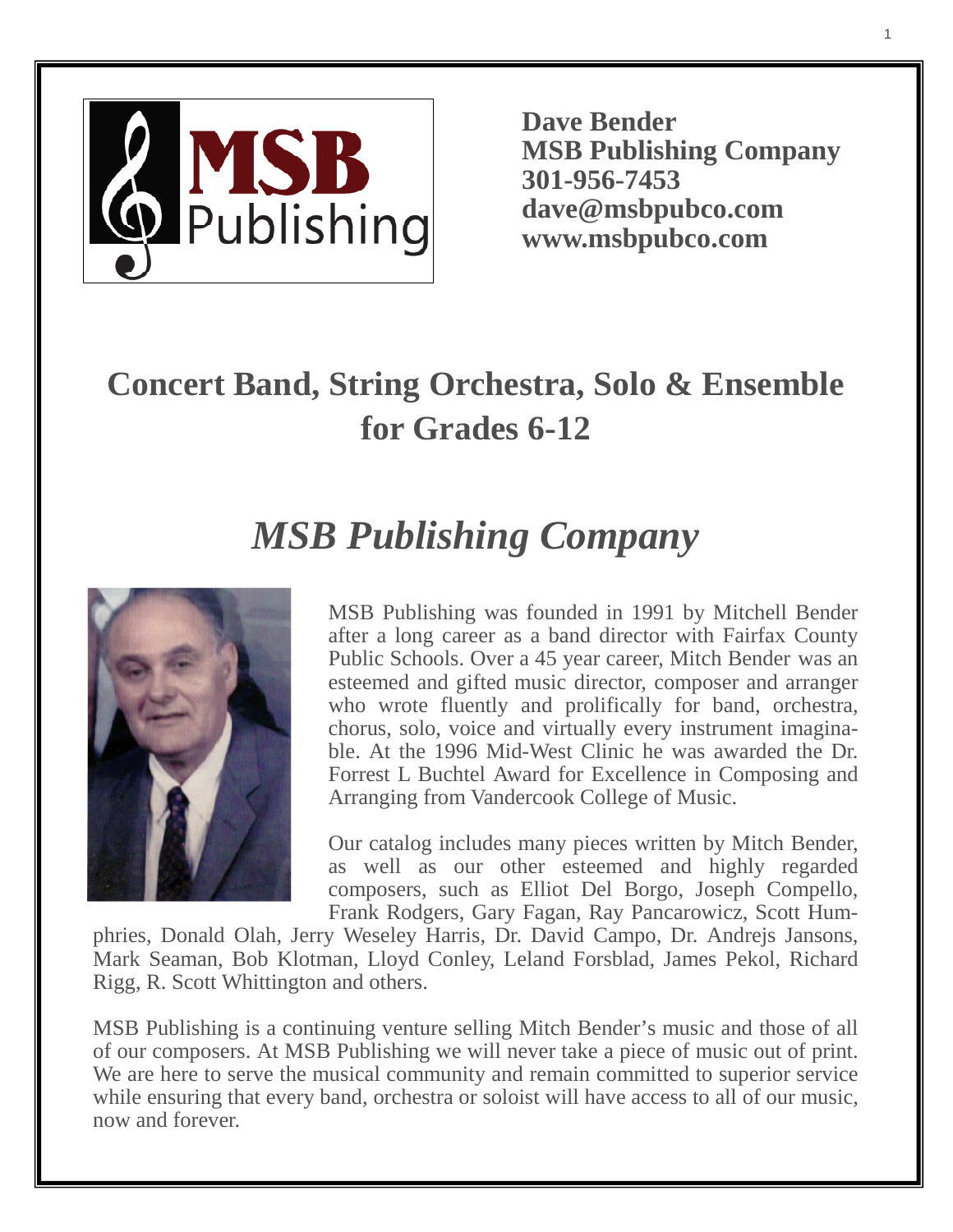**Dave Bender**
**MSB Publishing Company**
**301-956-7453**
**dave@msbpubco.com**
**www.msbpubco.com**

# Concert Band, String Orchestra, Solo & Ensemble for Grades 6-12

# *MSB Publishing Company*

MSB Publishing was founded in 1991 by Mitchell Bender after a long career as a band director with Fairfax County Public Schools. Over a 45 year career, Mitch Bender was an esteemed and gifted music director, composer and arranger who wrote fluently and prolifically for band, orchestra, chorus, solo, voice and virtually every instrument imaginable. At the 1996 Mid-West Clinic he was awarded the Dr. Forrest L Buchtel Award for Excellence in Composing and Arranging from Vandercook College of Music.

Our catalog includes many pieces written by Mitch Bender, as well as our other esteemed and highly regarded composers, such as Elliot Del Borgo, Joseph Compello, Frank Rodgers, Gary Fagan, Ray Pancarowicz, Scott Humphries, Donald Olah, Jerry Weseley Harris, Dr. David Campo, Dr. Andrejs Jansons, Mark Seaman, Bob Klotman, Lloyd Conley, Leland Forsblad, James Pekol, Richard Rigg, R. Scott Whittington and others.

MSB Publishing is a continuing venture selling Mitch Bender's music and those of all of our composers. At MSB Publishing we will never take a piece of music out of print. We are here to serve the musical community and remain committed to superior service while ensuring that every band, orchestra or soloist will have access to all of our music, now and forever.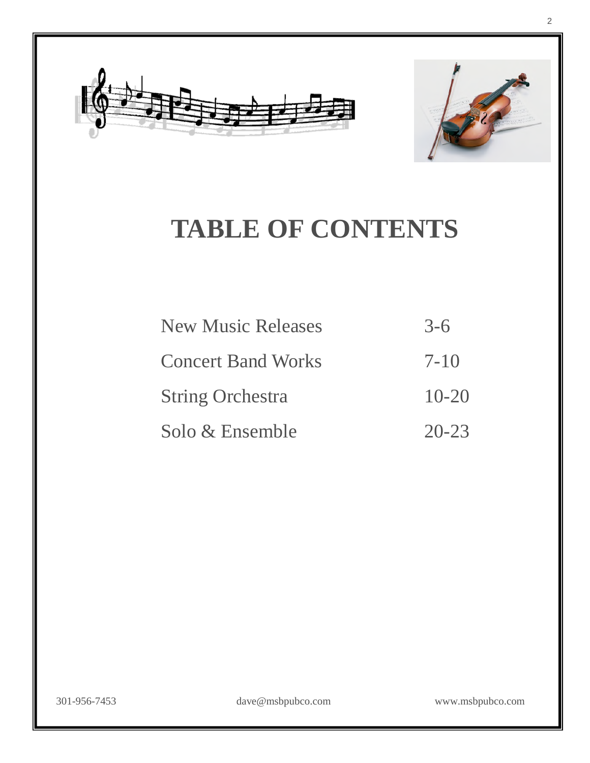# TABLE OF CONTENTS

| | |
|---|---|
| New Music Releases | 3-6 |
| Concert Band Works | 7-10 |
| String Orchestra | 10-20 |
| Solo & Ensemble | 20-23 |

301-956-7453 dave@msbpubco.com www.msbpubco.com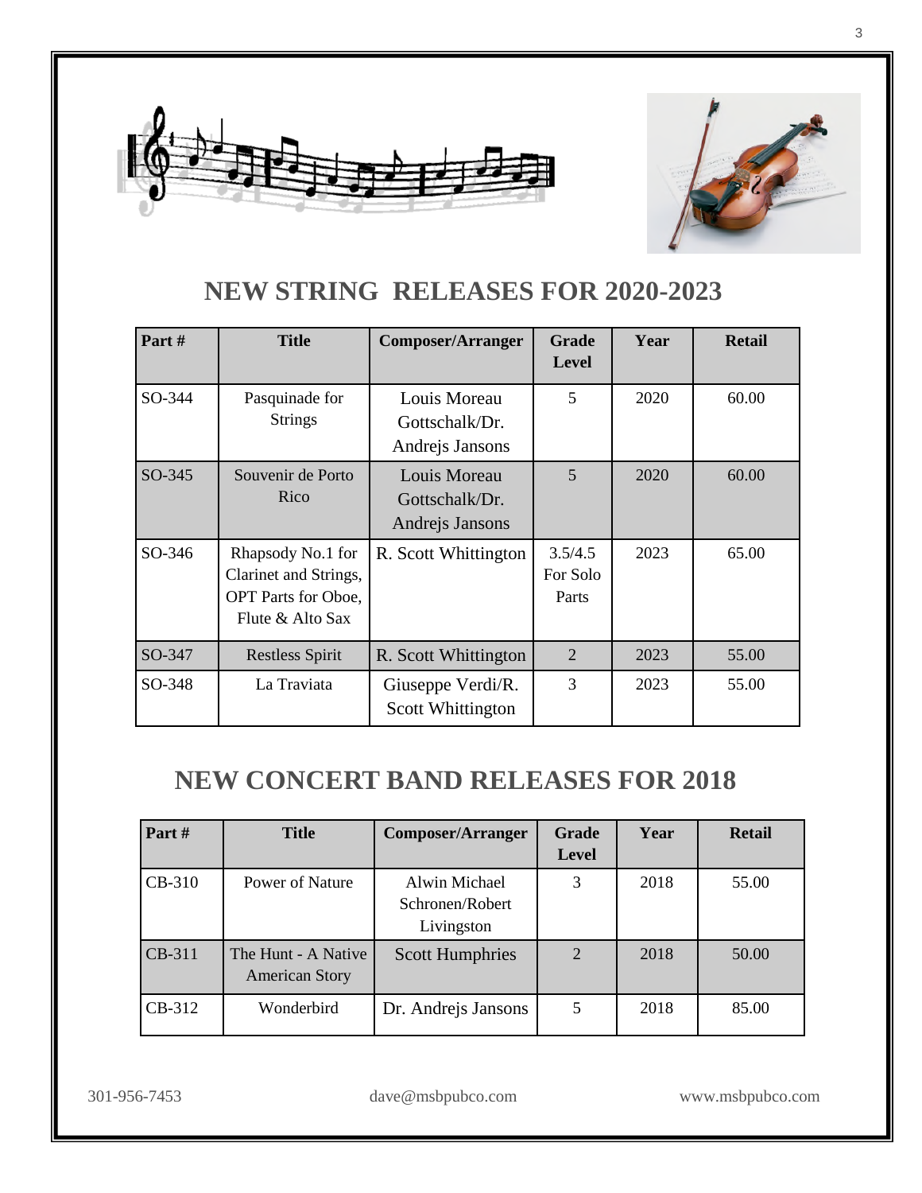## NEW STRING RELEASES FOR 2020-2023

| Part # | Title | Composer/Arranger | Grade Level | Year | Retail |
|---|---|---|---|---|---|
| SO-344 | Pasquinade for Strings | Louis Moreau Gottschalk/Dr. Andrejs Jansons | 5 | 2020 | 60.00 |
| SO-345 | Souvenir de Porto Rico | Louis Moreau Gottschalk/Dr. Andrejs Jansons | 5 | 2020 | 60.00 |
| SO-346 | Rhapsody No.1 for Clarinet and Strings, OPT Parts for Oboe, Flute & Alto Sax | R. Scott Whittington | 3.5/4.5 For Solo Parts | 2023 | 65.00 |
| SO-347 | Restless Spirit | R. Scott Whittington | 2 | 2023 | 55.00 |
| SO-348 | La Traviata | Giuseppe Verdi/R. Scott Whittington | 3 | 2023 | 55.00 |

## NEW CONCERT BAND RELEASES FOR 2018

| Part # | Title | Composer/Arranger | Grade Level | Year | Retail |
|---|---|---|---|---|---|
| CB-310 | Power of Nature | Alwin Michael Schronen/Robert Livingston | 3 | 2018 | 55.00 |
| CB-311 | The Hunt - A Native American Story | Scott Humphries | 2 | 2018 | 50.00 |
| CB-312 | Wonderbird | Dr. Andrejs Jansons | 5 | 2018 | 85.00 |

301-956-7453 dave@msbpubco.com www.msbpubco.com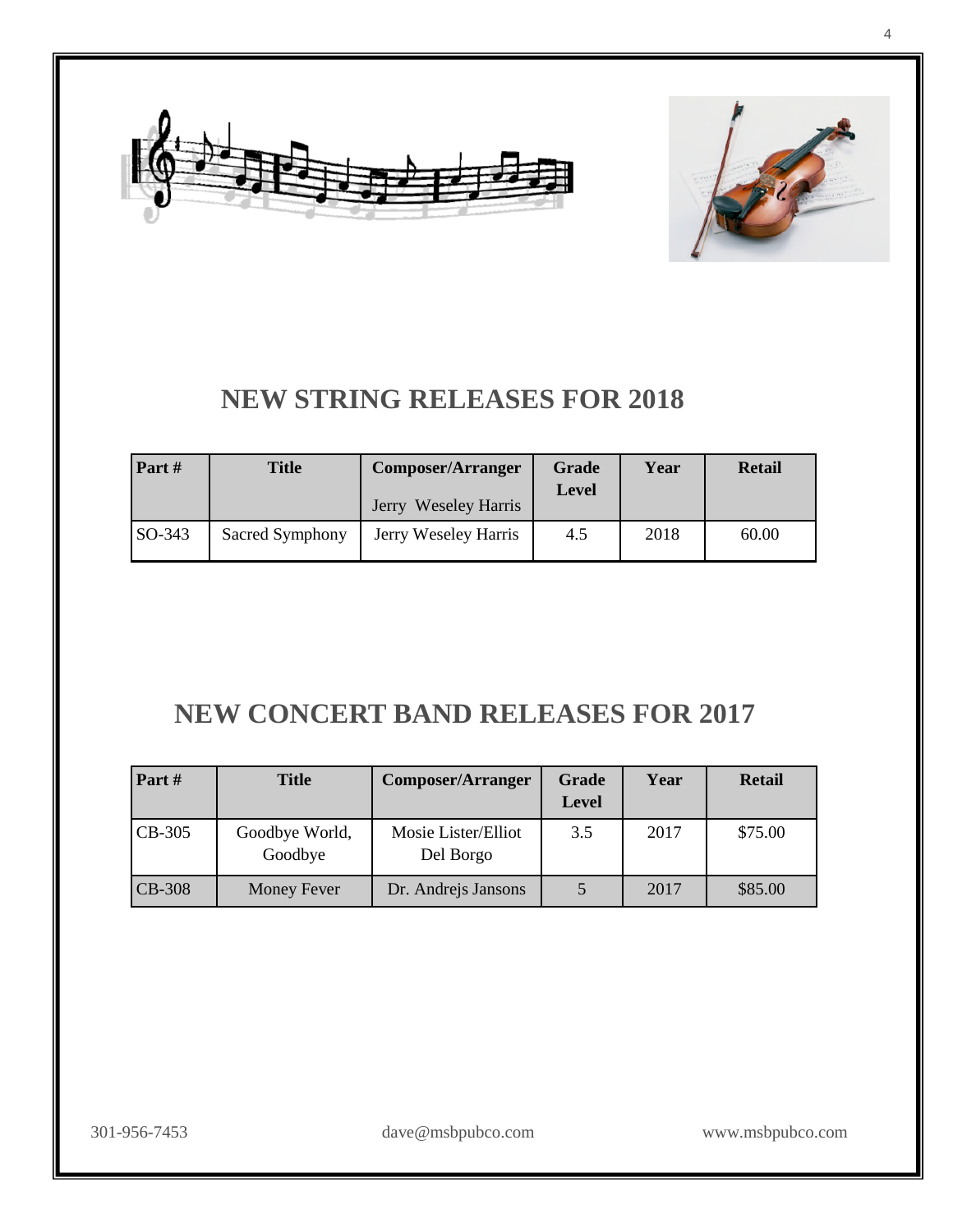## NEW STRING RELEASES FOR 2018

| Part # | Title | Composer/Arranger Jerry Weseley Harris | Grade Level | Year | Retail |
|---|---|---|---|---|---|
| SO-343 | Sacred Symphony | Jerry Weseley Harris | 4.5 | 2018 | 60.00 |

## NEW CONCERT BAND RELEASES FOR 2017

| Part # | Title | Composer/Arranger | Grade Level | Year | Retail |
|---|---|---|---|---|---|
| CB-305 | Goodbye World, Goodbye | Mosie Lister/Elliot Del Borgo | 3.5 | 2017 | $75.00 |
| CB-308 | Money Fever | Dr. Andrejs Jansons | 5 | 2017 | $85.00 |

301-956-7453 dave@msbpubco.com www.msbpubco.com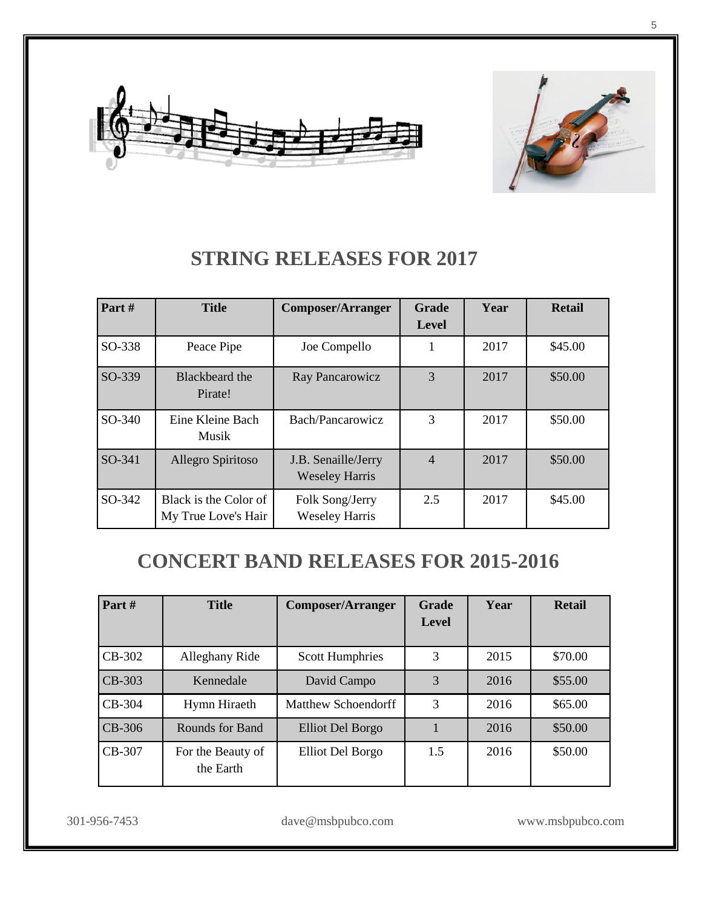## STRING RELEASES FOR 2017

| Part # | Title | Composer/Arranger | Grade Level | Year | Retail |
|---|---|---|---|---|---|
| SO-338 | Peace Pipe | Joe Compello | 1 | 2017 | $45.00 |
| SO-339 | Blackbeard the Pirate! | Ray Pancarowicz | 3 | 2017 | $50.00 |
| SO-340 | Eine Kleine Bach Musik | Bach/Pancarowicz | 3 | 2017 | $50.00 |
| SO-341 | Allegro Spiritoso | J.B. Senaille/Jerry Weseley Harris | 4 | 2017 | $50.00 |
| SO-342 | Black is the Color of My True Love's Hair | Folk Song/Jerry Weseley Harris | 2.5 | 2017 | $45.00 |

## CONCERT BAND RELEASES FOR 2015-2016

| Part # | Title | Composer/Arranger | Grade Level | Year | Retail |
|---|---|---|---|---|---|
| CB-302 | Alleghany Ride | Scott Humphries | 3 | 2015 | $70.00 |
| CB-303 | Kennedale | David Campo | 3 | 2016 | $55.00 |
| CB-304 | Hymn Hiraeth | Matthew Schoendorff | 3 | 2016 | $65.00 |
| CB-306 | Rounds for Band | Elliot Del Borgo | 1 | 2016 | $50.00 |
| CB-307 | For the Beauty of the Earth | Elliot Del Borgo | 1.5 | 2016 | $50.00 |

301-956-7453 dave@msbpubco.com www.msbpubco.com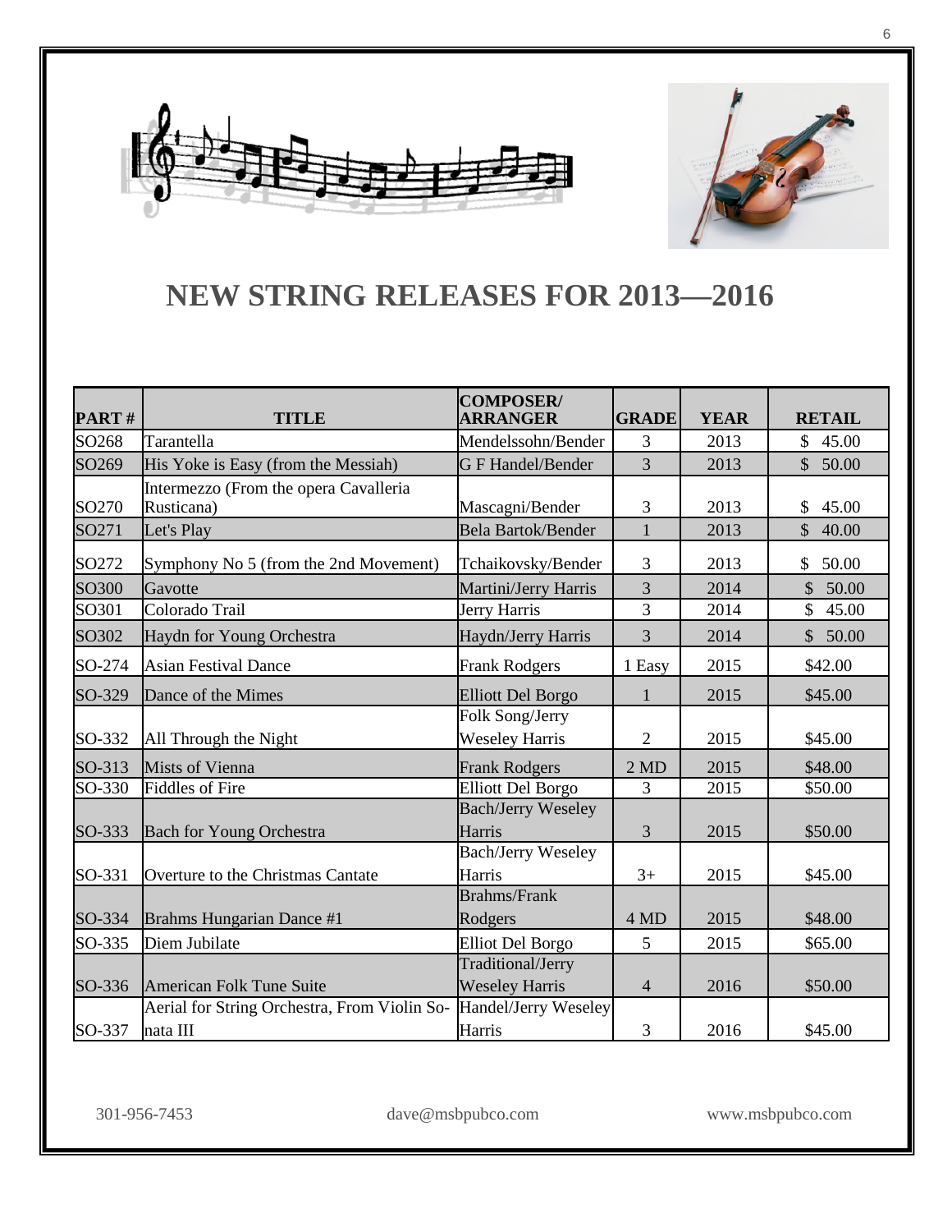# NEW STRING RELEASES FOR 2013—2016

| PART # | TITLE | COMPOSER/ ARRANGER | GRADE | YEAR | RETAIL |
|---|---|---|---|---|---|
| SO268 | Tarantella | Mendelssohn/Bender | 3 | 2013 | $ 45.00 |
| SO269 | His Yoke is Easy (from the Messiah) | G F Handel/Bender | 3 | 2013 | $ 50.00 |
| SO270 | Intermezzo (From the opera Cavalleria Rusticana) | Mascagni/Bender | 3 | 2013 | $ 45.00 |
| SO271 | Let's Play | Bela Bartok/Bender | 1 | 2013 | $ 40.00 |
| SO272 | Symphony No 5 (from the 2nd Movement) | Tchaikovsky/Bender | 3 | 2013 | $ 50.00 |
| SO300 | Gavotte | Martini/Jerry Harris | 3 | 2014 | $ 50.00 |
| SO301 | Colorado Trail | Jerry Harris | 3 | 2014 | $ 45.00 |
| SO302 | Haydn for Young Orchestra | Haydn/Jerry Harris | 3 | 2014 | $ 50.00 |
| SO-274 | Asian Festival Dance | Frank Rodgers | 1 Easy | 2015 | $42.00 |
| SO-329 | Dance of the Mimes | Elliott Del Borgo | 1 | 2015 | $45.00 |
| SO-332 | All Through the Night | Folk Song/Jerry Weseley Harris | 2 | 2015 | $45.00 |
| SO-313 | Mists of Vienna | Frank Rodgers | 2 MD | 2015 | $48.00 |
| SO-330 | Fiddles of Fire | Elliott Del Borgo | 3 | 2015 | $50.00 |
| SO-333 | Bach for Young Orchestra | Bach/Jerry Weseley Harris | 3 | 2015 | $50.00 |
| SO-331 | Overture to the Christmas Cantate | Bach/Jerry Weseley Harris | 3+ | 2015 | $45.00 |
| SO-334 | Brahms Hungarian Dance #1 | Brahms/Frank Rodgers | 4 MD | 2015 | $48.00 |
| SO-335 | Diem Jubilate | Elliot Del Borgo | 5 | 2015 | $65.00 |
| SO-336 | American Folk Tune Suite | Traditional/Jerry Weseley Harris | 4 | 2016 | $50.00 |
| SO-337 | Aerial for String Orchestra, From Violin Sonata III | Handel/Jerry Weseley Harris | 3 | 2016 | $45.00 |

301-956-7453 dave@msbpubco.com www.msbpubco.com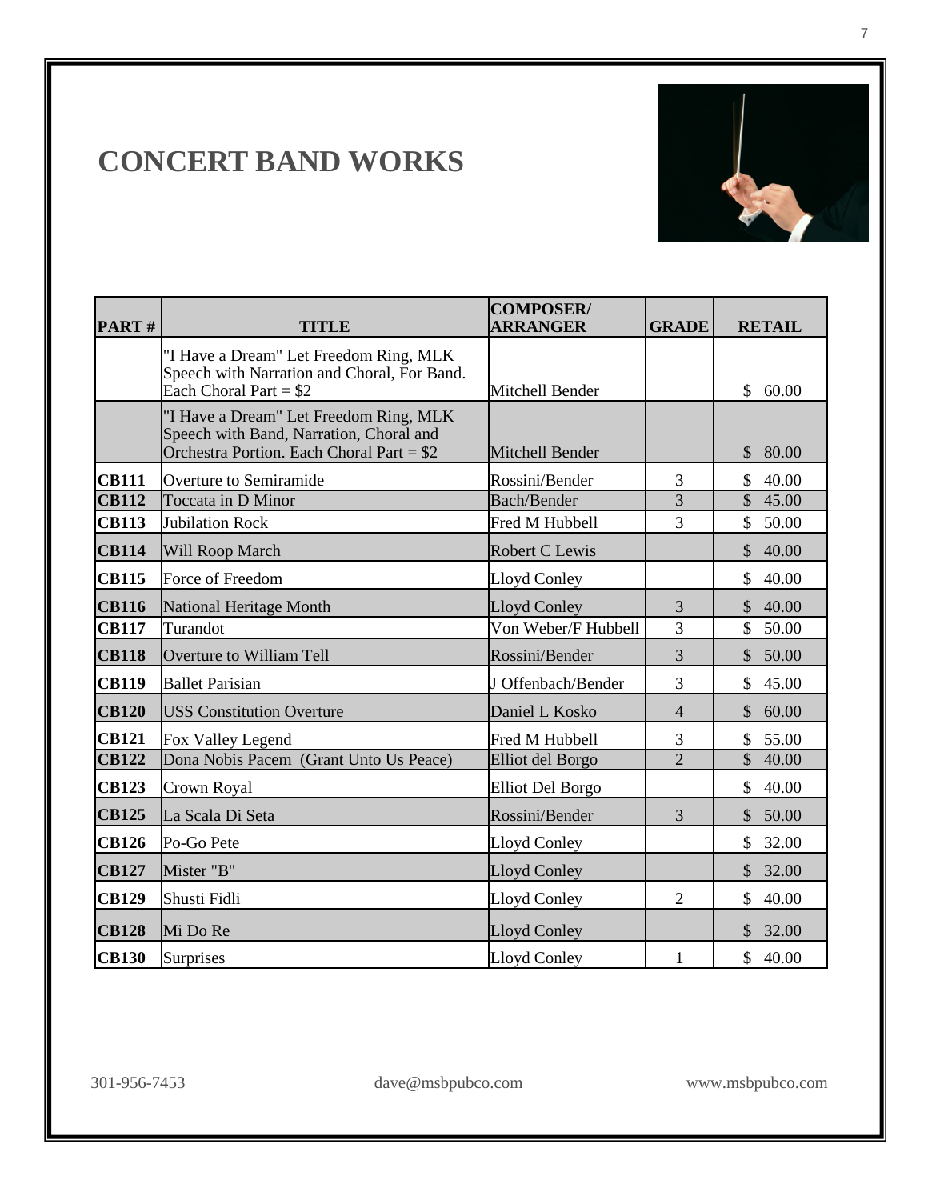# CONCERT BAND WORKS

| PART # | TITLE | COMPOSER/ ARRANGER | GRADE | RETAIL |
|---|---|---|---|---|
| | "I Have a Dream" Let Freedom Ring, MLK Speech with Narration and Choral, For Band. Each Choral Part = $2 | Mitchell Bender | | $ 60.00 |
| | "I Have a Dream" Let Freedom Ring, MLK Speech with Band, Narration, Choral and Orchestra Portion. Each Choral Part = $2 | Mitchell Bender | | $ 80.00 |
| **CB111** | Overture to Semiramide | Rossini/Bender | 3 | $ 40.00 |
| **CB112** | Toccata in D Minor | Bach/Bender | 3 | $ 45.00 |
| **CB113** | Jubilation Rock | Fred M Hubbell | 3 | $ 50.00 |
| **CB114** | Will Roop March | Robert C Lewis | | $ 40.00 |
| **CB115** | Force of Freedom | Lloyd Conley | | $ 40.00 |
| **CB116** | National Heritage Month | Lloyd Conley | 3 | $ 40.00 |
| **CB117** | Turandot | Von Weber/F Hubbell | 3 | $ 50.00 |
| **CB118** | Overture to William Tell | Rossini/Bender | 3 | $ 50.00 |
| **CB119** | Ballet Parisian | J Offenbach/Bender | 3 | $ 45.00 |
| **CB120** | USS Constitution Overture | Daniel L Kosko | 4 | $ 60.00 |
| **CB121** | Fox Valley Legend | Fred M Hubbell | 3 | $ 55.00 |
| **CB122** | Dona Nobis Pacem (Grant Unto Us Peace) | Elliot del Borgo | 2 | $ 40.00 |
| **CB123** | Crown Royal | Elliot Del Borgo | | $ 40.00 |
| **CB125** | La Scala Di Seta | Rossini/Bender | 3 | $ 50.00 |
| **CB126** | Po-Go Pete | Lloyd Conley | | $ 32.00 |
| **CB127** | Mister "B" | Lloyd Conley | | $ 32.00 |
| **CB129** | Shusti Fidli | Lloyd Conley | 2 | $ 40.00 |
| **CB128** | Mi Do Re | Lloyd Conley | | $ 32.00 |
| **CB130** | Surprises | Lloyd Conley | 1 | $ 40.00 |

301-956-7453 dave@msbpubco.com www.msbpubco.com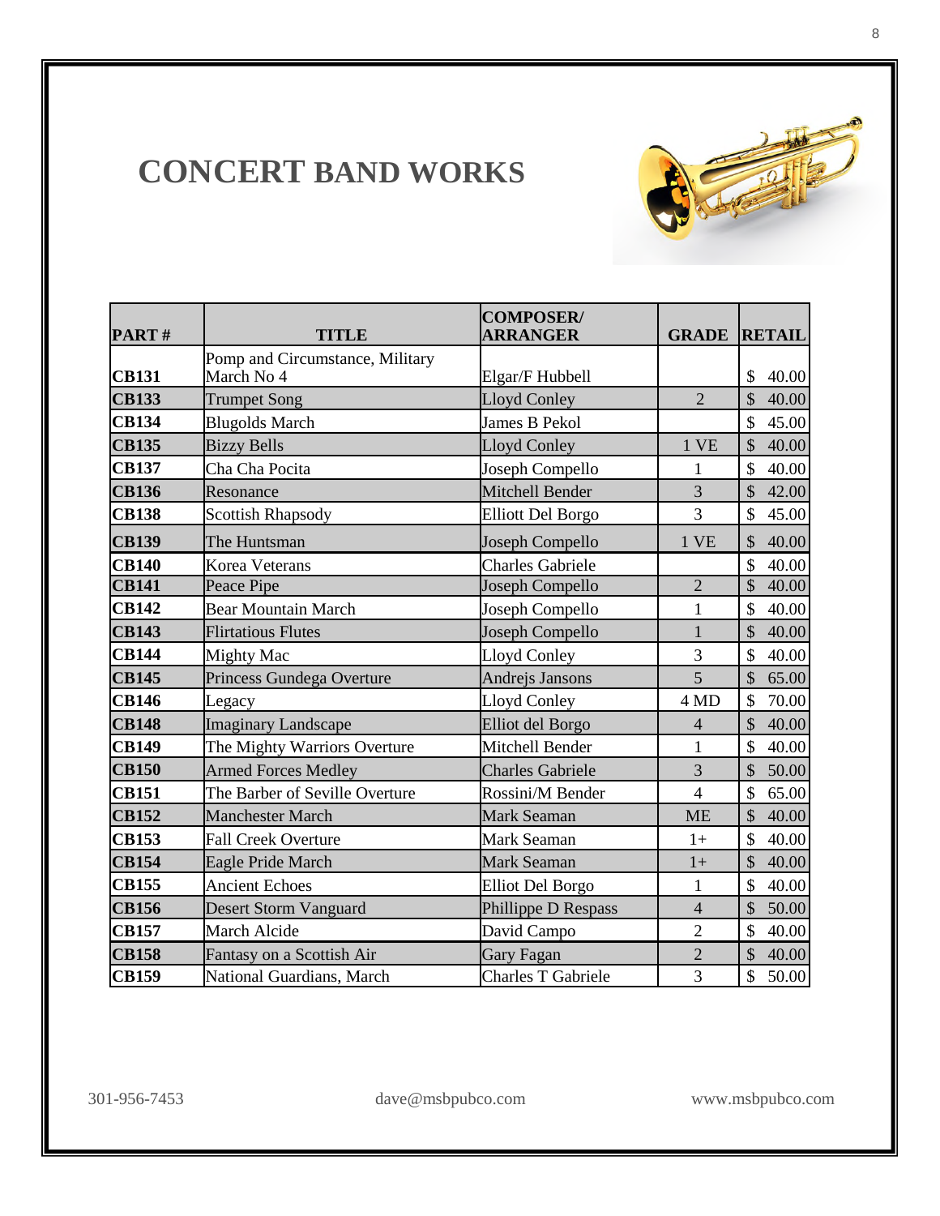# CONCERT BAND WORKS

| PART # | TITLE | COMPOSER/ ARRANGER | GRADE | RETAIL |
|---|---|---|---|---|
| CB131 | Pomp and Circumstance, Military March No 4 | Elgar/F Hubbell | | $ 40.00 |
| CB133 | Trumpet Song | Lloyd Conley | 2 | $ 40.00 |
| CB134 | Blugolds March | James B Pekol | | $ 45.00 |
| CB135 | Bizzy Bells | Lloyd Conley | 1 VE | $ 40.00 |
| CB137 | Cha Cha Pocita | Joseph Compello | 1 | $ 40.00 |
| CB136 | Resonance | Mitchell Bender | 3 | $ 42.00 |
| CB138 | Scottish Rhapsody | Elliott Del Borgo | 3 | $ 45.00 |
| CB139 | The Huntsman | Joseph Compello | 1 VE | $ 40.00 |
| CB140 | Korea Veterans | Charles Gabriele | | $ 40.00 |
| CB141 | Peace Pipe | Joseph Compello | 2 | $ 40.00 |
| CB142 | Bear Mountain March | Joseph Compello | 1 | $ 40.00 |
| CB143 | Flirtatious Flutes | Joseph Compello | 1 | $ 40.00 |
| CB144 | Mighty Mac | Lloyd Conley | 3 | $ 40.00 |
| CB145 | Princess Gundega Overture | Andrejs Jansons | 5 | $ 65.00 |
| CB146 | Legacy | Lloyd Conley | 4 MD | $ 70.00 |
| CB148 | Imaginary Landscape | Elliot del Borgo | 4 | $ 40.00 |
| CB149 | The Mighty Warriors Overture | Mitchell Bender | 1 | $ 40.00 |
| CB150 | Armed Forces Medley | Charles Gabriele | 3 | $ 50.00 |
| CB151 | The Barber of Seville Overture | Rossini/M Bender | 4 | $ 65.00 |
| CB152 | Manchester March | Mark Seaman | ME | $ 40.00 |
| CB153 | Fall Creek Overture | Mark Seaman | 1+ | $ 40.00 |
| CB154 | Eagle Pride March | Mark Seaman | 1+ | $ 40.00 |
| CB155 | Ancient Echoes | Elliot Del Borgo | 1 | $ 40.00 |
| CB156 | Desert Storm Vanguard | Phillippe D Respass | 4 | $ 50.00 |
| CB157 | March Alcide | David Campo | 2 | $ 40.00 |
| CB158 | Fantasy on a Scottish Air | Gary Fagan | 2 | $ 40.00 |
| CB159 | National Guardians, March | Charles T Gabriele | 3 | $ 50.00 |

301-956-7453 dave@msbpubco.com www.msbpubco.com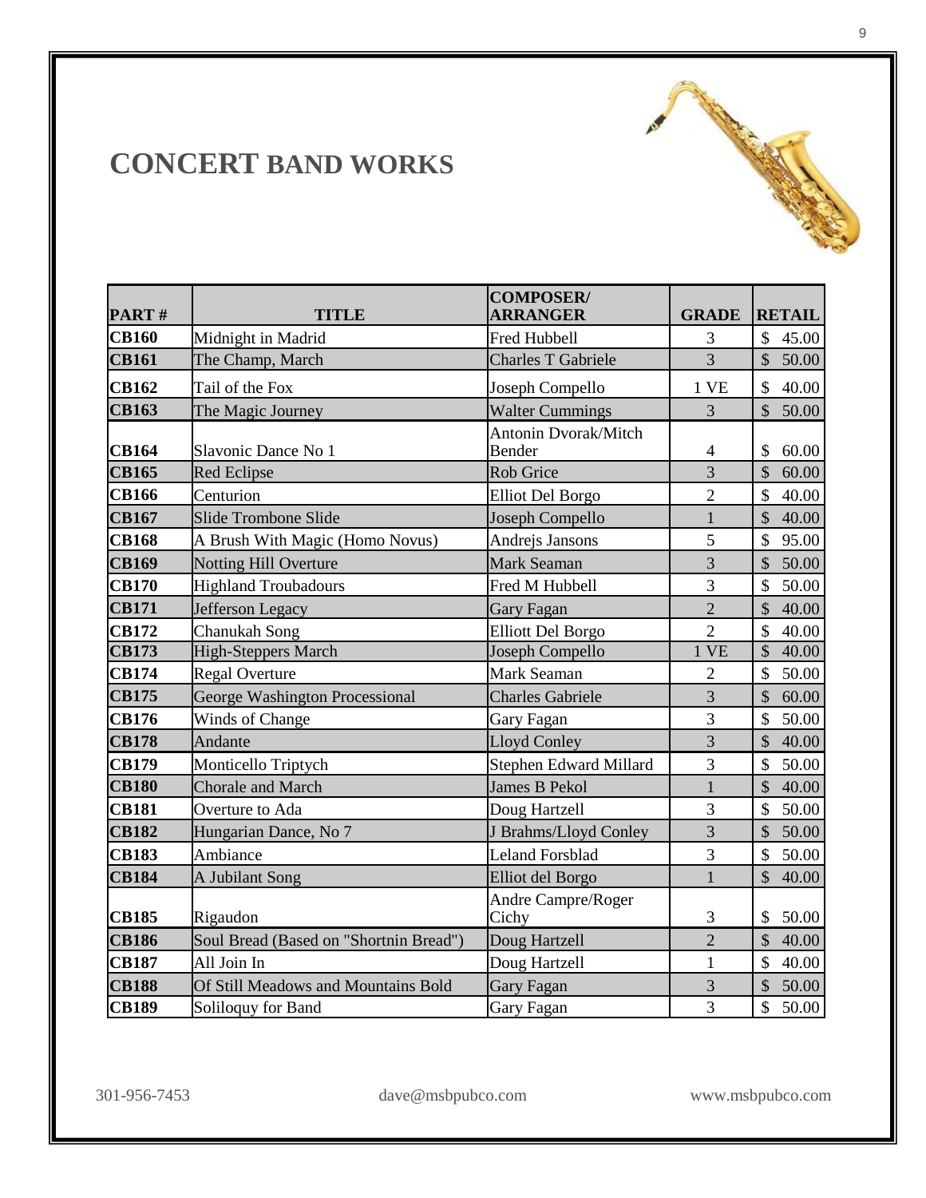# CONCERT BAND WORKS

| PART # | TITLE | COMPOSER/ ARRANGER | GRADE | RETAIL |
|---|---|---|---|---|
| **CB160** | Midnight in Madrid | Fred Hubbell | 3 | $ 45.00 |
| **CB161** | The Champ, March | Charles T Gabriele | 3 | $ 50.00 |
| **CB162** | Tail of the Fox | Joseph Compello | 1 VE | $ 40.00 |
| **CB163** | The Magic Journey | Walter Cummings | 3 | $ 50.00 |
| **CB164** | Slavonic Dance No 1 | Antonin Dvorak/Mitch Bender | 4 | $ 60.00 |
| **CB165** | Red Eclipse | Rob Grice | 3 | $ 60.00 |
| **CB166** | Centurion | Elliot Del Borgo | 2 | $ 40.00 |
| **CB167** | Slide Trombone Slide | Joseph Compello | 1 | $ 40.00 |
| **CB168** | A Brush With Magic (Homo Novus) | Andrejs Jansons | 5 | $ 95.00 |
| **CB169** | Notting Hill Overture | Mark Seaman | 3 | $ 50.00 |
| **CB170** | Highland Troubadours | Fred M Hubbell | 3 | $ 50.00 |
| **CB171** | Jefferson Legacy | Gary Fagan | 2 | $ 40.00 |
| **CB172** | Chanukah Song | Elliott Del Borgo | 2 | $ 40.00 |
| **CB173** | High-Steppers March | Joseph Compello | 1 VE | $ 40.00 |
| **CB174** | Regal Overture | Mark Seaman | 2 | $ 50.00 |
| **CB175** | George Washington Processional | Charles Gabriele | 3 | $ 60.00 |
| **CB176** | Winds of Change | Gary Fagan | 3 | $ 50.00 |
| **CB178** | Andante | Lloyd Conley | 3 | $ 40.00 |
| **CB179** | Monticello Triptych | Stephen Edward Millard | 3 | $ 50.00 |
| **CB180** | Chorale and March | James B Pekol | 1 | $ 40.00 |
| **CB181** | Overture to Ada | Doug Hartzell | 3 | $ 50.00 |
| **CB182** | Hungarian Dance, No 7 | J Brahms/Lloyd Conley | 3 | $ 50.00 |
| **CB183** | Ambiance | Leland Forsblad | 3 | $ 50.00 |
| **CB184** | A Jubilant Song | Elliot del Borgo | 1 | $ 40.00 |
| **CB185** | Rigaudon | Andre Campre/Roger Cichy | 3 | $ 50.00 |
| **CB186** | Soul Bread (Based on "Shortnin Bread") | Doug Hartzell | 2 | $ 40.00 |
| **CB187** | All Join In | Doug Hartzell | 1 | $ 40.00 |
| **CB188** | Of Still Meadows and Mountains Bold | Gary Fagan | 3 | $ 50.00 |
| **CB189** | Soliloquy for Band | Gary Fagan | 3 | $ 50.00 |

301-956-7453 dave@msbpubco.com www.msbpubco.com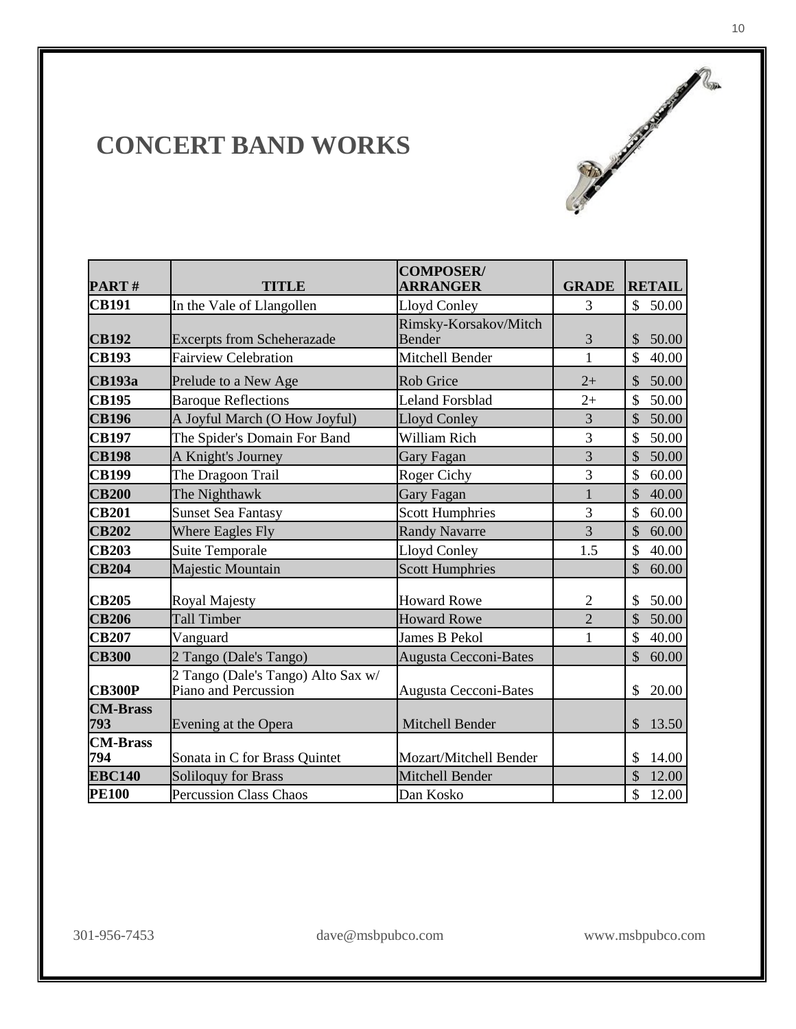# CONCERT BAND WORKS

| PART # | TITLE | COMPOSER/ ARRANGER | GRADE | RETAIL |
|---|---|---|---|---|
| **CB191** | In the Vale of Llangollen | Lloyd Conley | 3 | $ 50.00 |
| **CB192** | Excerpts from Scheherazade | Rimsky-Korsakov/Mitch Bender | 3 | $ 50.00 |
| **CB193** | Fairview Celebration | Mitchell Bender | 1 | $ 40.00 |
| **CB193a** | Prelude to a New Age | Rob Grice | 2+ | $ 50.00 |
| **CB195** | Baroque Reflections | Leland Forsblad | 2+ | $ 50.00 |
| **CB196** | A Joyful March (O How Joyful) | Lloyd Conley | 3 | $ 50.00 |
| **CB197** | The Spider's Domain For Band | William Rich | 3 | $ 50.00 |
| **CB198** | A Knight's Journey | Gary Fagan | 3 | $ 50.00 |
| **CB199** | The Dragoon Trail | Roger Cichy | 3 | $ 60.00 |
| **CB200** | The Nighthawk | Gary Fagan | 1 | $ 40.00 |
| **CB201** | Sunset Sea Fantasy | Scott Humphries | 3 | $ 60.00 |
| **CB202** | Where Eagles Fly | Randy Navarre | 3 | $ 60.00 |
| **CB203** | Suite Temporale | Lloyd Conley | 1.5 | $ 40.00 |
| **CB204** | Majestic Mountain | Scott Humphries | | $ 60.00 |
| **CB205** | Royal Majesty | Howard Rowe | 2 | $ 50.00 |
| **CB206** | Tall Timber | Howard Rowe | 2 | $ 50.00 |
| **CB207** | Vanguard | James B Pekol | 1 | $ 40.00 |
| **CB300** | 2 Tango (Dale's Tango) | Augusta Cecconi-Bates | | $ 60.00 |
| **CB300P** | 2 Tango (Dale's Tango) Alto Sax w/ Piano and Percussion | Augusta Cecconi-Bates | | $ 20.00 |
| **CM-Brass 793** | Evening at the Opera | Mitchell Bender | | $ 13.50 |
| **CM-Brass 794** | Sonata in C for Brass Quintet | Mozart/Mitchell Bender | | $ 14.00 |
| **EBC140** | Soliloquy for Brass | Mitchell Bender | | $ 12.00 |
| **PE100** | Percussion Class Chaos | Dan Kosko | | $ 12.00 |

301-956-7453 dave@msbpubco.com www.msbpubco.com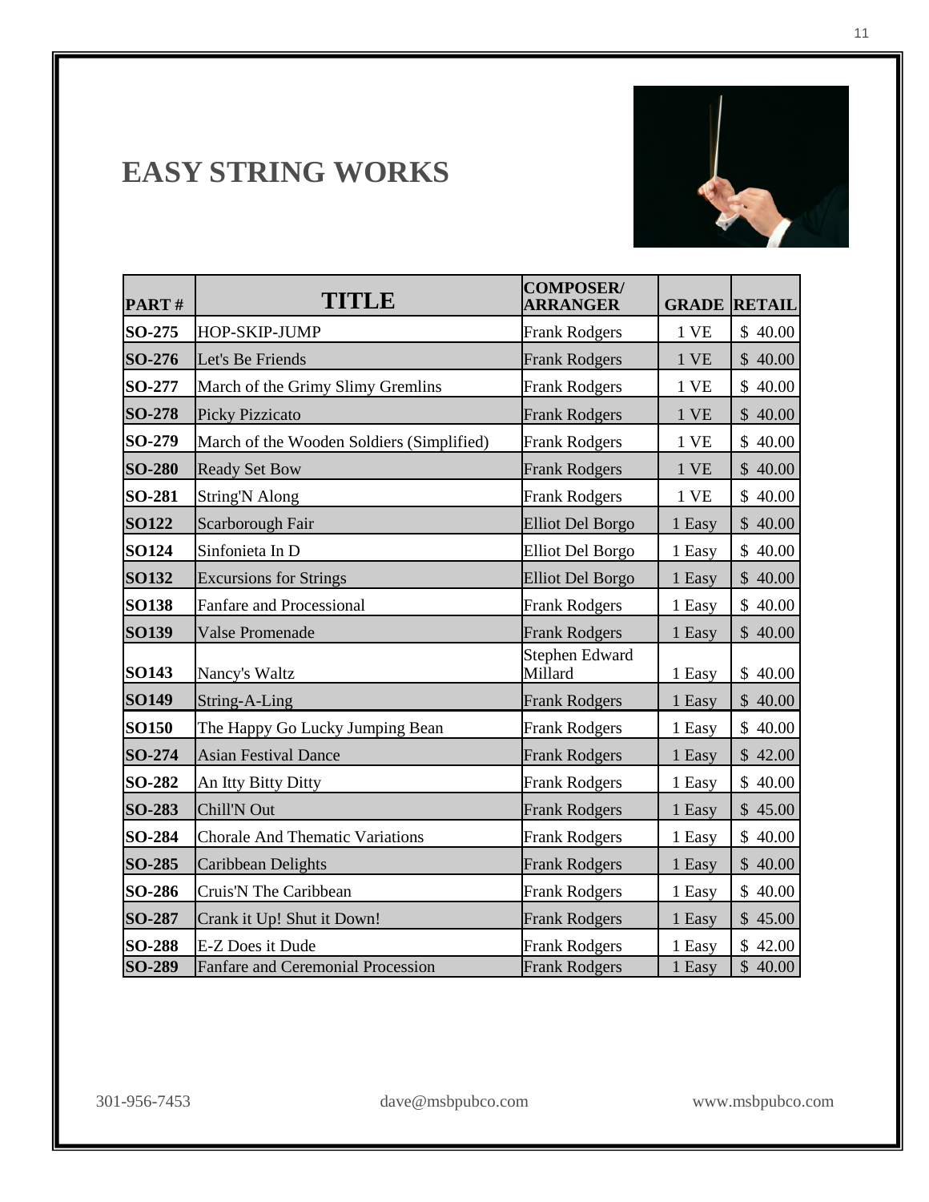# EASY STRING WORKS

| PART # | TITLE | COMPOSER/ ARRANGER | GRADE | RETAIL |
|---|---|---|---|---|
| SO-275 | HOP-SKIP-JUMP | Frank Rodgers | 1 VE | $ 40.00 |
| SO-276 | Let's Be Friends | Frank Rodgers | 1 VE | $ 40.00 |
| SO-277 | March of the Grimy Slimy Gremlins | Frank Rodgers | 1 VE | $ 40.00 |
| SO-278 | Picky Pizzicato | Frank Rodgers | 1 VE | $ 40.00 |
| SO-279 | March of the Wooden Soldiers (Simplified) | Frank Rodgers | 1 VE | $ 40.00 |
| SO-280 | Ready Set Bow | Frank Rodgers | 1 VE | $ 40.00 |
| SO-281 | String'N Along | Frank Rodgers | 1 VE | $ 40.00 |
| SO122 | Scarborough Fair | Elliot Del Borgo | 1 Easy | $ 40.00 |
| SO124 | Sinfonieta In D | Elliot Del Borgo | 1 Easy | $ 40.00 |
| SO132 | Excursions for Strings | Elliot Del Borgo | 1 Easy | $ 40.00 |
| SO138 | Fanfare and Processional | Frank Rodgers | 1 Easy | $ 40.00 |
| SO139 | Valse Promenade | Frank Rodgers | 1 Easy | $ 40.00 |
| SO143 | Nancy's Waltz | Stephen Edward Millard | 1 Easy | $ 40.00 |
| SO149 | String-A-Ling | Frank Rodgers | 1 Easy | $ 40.00 |
| SO150 | The Happy Go Lucky Jumping Bean | Frank Rodgers | 1 Easy | $ 40.00 |
| SO-274 | Asian Festival Dance | Frank Rodgers | 1 Easy | $ 42.00 |
| SO-282 | An Itty Bitty Ditty | Frank Rodgers | 1 Easy | $ 40.00 |
| SO-283 | Chill'N Out | Frank Rodgers | 1 Easy | $ 45.00 |
| SO-284 | Chorale And Thematic Variations | Frank Rodgers | 1 Easy | $ 40.00 |
| SO-285 | Caribbean Delights | Frank Rodgers | 1 Easy | $ 40.00 |
| SO-286 | Cruis'N The Caribbean | Frank Rodgers | 1 Easy | $ 40.00 |
| SO-287 | Crank it Up! Shut it Down! | Frank Rodgers | 1 Easy | $ 45.00 |
| SO-288 | E-Z Does it Dude | Frank Rodgers | 1 Easy | $ 42.00 |
| SO-289 | Fanfare and Ceremonial Procession | Frank Rodgers | 1 Easy | $ 40.00 |

301-956-7453 dave@msbpubco.com www.msbpubco.com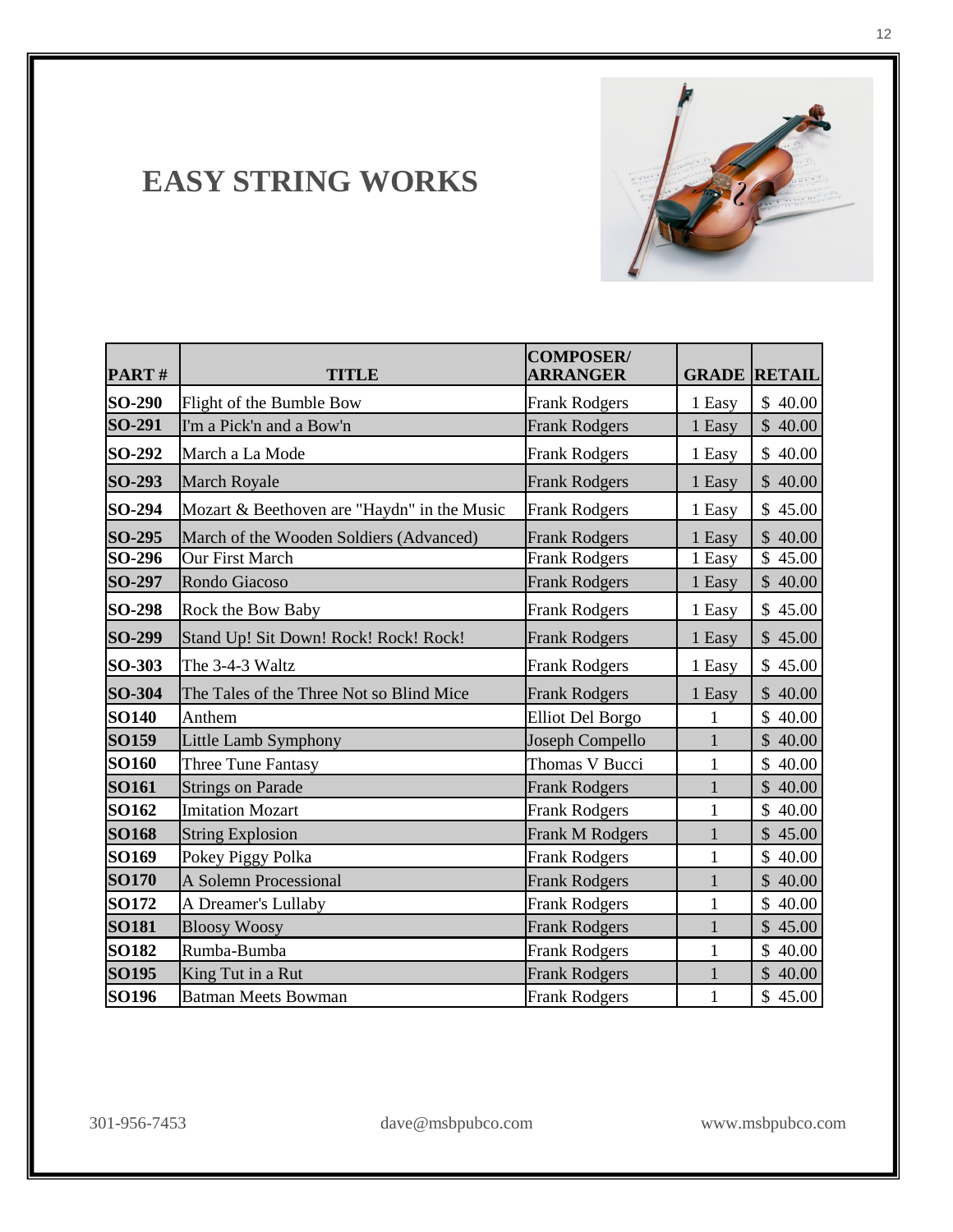# EASY STRING WORKS

| PART # | TITLE | COMPOSER/ ARRANGER | GRADE | RETAIL |
|---|---|---|---|---|
| SO-290 | Flight of the Bumble Bow | Frank Rodgers | 1 Easy | $ 40.00 |
| SO-291 | I'm a Pick'n and a Bow'n | Frank Rodgers | 1 Easy | $ 40.00 |
| SO-292 | March a La Mode | Frank Rodgers | 1 Easy | $ 40.00 |
| SO-293 | March Royale | Frank Rodgers | 1 Easy | $ 40.00 |
| SO-294 | Mozart & Beethoven are "Haydn" in the Music | Frank Rodgers | 1 Easy | $ 45.00 |
| SO-295 | March of the Wooden Soldiers (Advanced) | Frank Rodgers | 1 Easy | $ 40.00 |
| SO-296 | Our First March | Frank Rodgers | 1 Easy | $ 45.00 |
| SO-297 | Rondo Giacoso | Frank Rodgers | 1 Easy | $ 40.00 |
| SO-298 | Rock the Bow Baby | Frank Rodgers | 1 Easy | $ 45.00 |
| SO-299 | Stand Up! Sit Down! Rock! Rock! Rock! | Frank Rodgers | 1 Easy | $ 45.00 |
| SO-303 | The 3-4-3 Waltz | Frank Rodgers | 1 Easy | $ 45.00 |
| SO-304 | The Tales of the Three Not so Blind Mice | Frank Rodgers | 1 Easy | $ 40.00 |
| SO140 | Anthem | Elliot Del Borgo | 1 | $ 40.00 |
| SO159 | Little Lamb Symphony | Joseph Compello | 1 | $ 40.00 |
| SO160 | Three Tune Fantasy | Thomas V Bucci | 1 | $ 40.00 |
| SO161 | Strings on Parade | Frank Rodgers | 1 | $ 40.00 |
| SO162 | Imitation Mozart | Frank Rodgers | 1 | $ 40.00 |
| SO168 | String Explosion | Frank M Rodgers | 1 | $ 45.00 |
| SO169 | Pokey Piggy Polka | Frank Rodgers | 1 | $ 40.00 |
| SO170 | A Solemn Processional | Frank Rodgers | 1 | $ 40.00 |
| SO172 | A Dreamer's Lullaby | Frank Rodgers | 1 | $ 40.00 |
| SO181 | Bloosy Woosy | Frank Rodgers | 1 | $ 45.00 |
| SO182 | Rumba-Bumba | Frank Rodgers | 1 | $ 40.00 |
| SO195 | King Tut in a Rut | Frank Rodgers | 1 | $ 40.00 |
| SO196 | Batman Meets Bowman | Frank Rodgers | 1 | $ 45.00 |

301-956-7453 dave@msbpubco.com www.msbpubco.com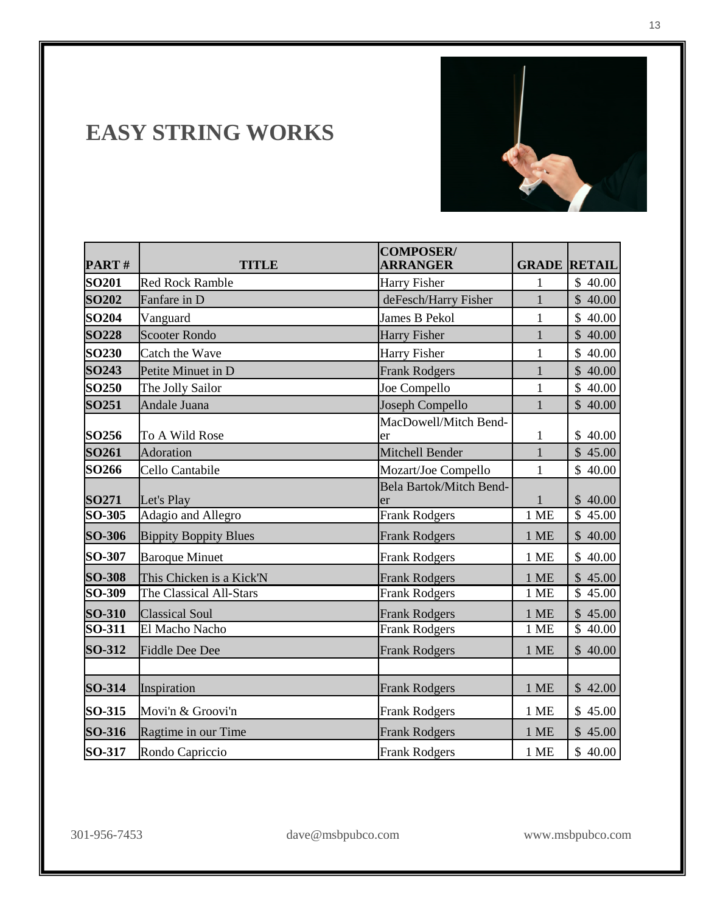# EASY STRING WORKS

| PART # | TITLE | COMPOSER/ ARRANGER | GRADE | RETAIL |
|---|---|---|---|---|
| **SO201** | Red Rock Ramble | Harry Fisher | 1 | $ 40.00 |
| **SO202** | Fanfare in D | deFesch/Harry Fisher | 1 | $ 40.00 |
| **SO204** | Vanguard | James B Pekol | 1 | $ 40.00 |
| **SO228** | Scooter Rondo | Harry Fisher | 1 | $ 40.00 |
| **SO230** | Catch the Wave | Harry Fisher | 1 | $ 40.00 |
| **SO243** | Petite Minuet in D | Frank Rodgers | 1 | $ 40.00 |
| **SO250** | The Jolly Sailor | Joe Compello | 1 | $ 40.00 |
| **SO251** | Andale Juana | Joseph Compello | 1 | $ 40.00 |
| **SO256** | To A Wild Rose | MacDowell/Mitch Bender | 1 | $ 40.00 |
| **SO261** | Adoration | Mitchell Bender | 1 | $ 45.00 |
| **SO266** | Cello Cantabile | Mozart/Joe Compello | 1 | $ 40.00 |
| **SO271** | Let's Play | Bela Bartok/Mitch Bender | 1 | $ 40.00 |
| **SO-305** | Adagio and Allegro | Frank Rodgers | 1 ME | $ 45.00 |
| **SO-306** | Bippity Boppity Blues | Frank Rodgers | 1 ME | $ 40.00 |
| **SO-307** | Baroque Minuet | Frank Rodgers | 1 ME | $ 40.00 |
| **SO-308** | This Chicken is a Kick'N | Frank Rodgers | 1 ME | $ 45.00 |
| **SO-309** | The Classical All-Stars | Frank Rodgers | 1 ME | $ 45.00 |
| **SO-310** | Classical Soul | Frank Rodgers | 1 ME | $ 45.00 |
| **SO-311** | El Macho Nacho | Frank Rodgers | 1 ME | $ 40.00 |
| **SO-312** | Fiddle Dee Dee | Frank Rodgers | 1 ME | $ 40.00 |
| | | | | |
| **SO-314** | Inspiration | Frank Rodgers | 1 ME | $ 42.00 |
| **SO-315** | Movi'n & Groovi'n | Frank Rodgers | 1 ME | $ 45.00 |
| **SO-316** | Ragtime in our Time | Frank Rodgers | 1 ME | $ 45.00 |
| **SO-317** | Rondo Capriccio | Frank Rodgers | 1 ME | $ 40.00 |

301-956-7453 dave@msbpubco.com www.msbpubco.com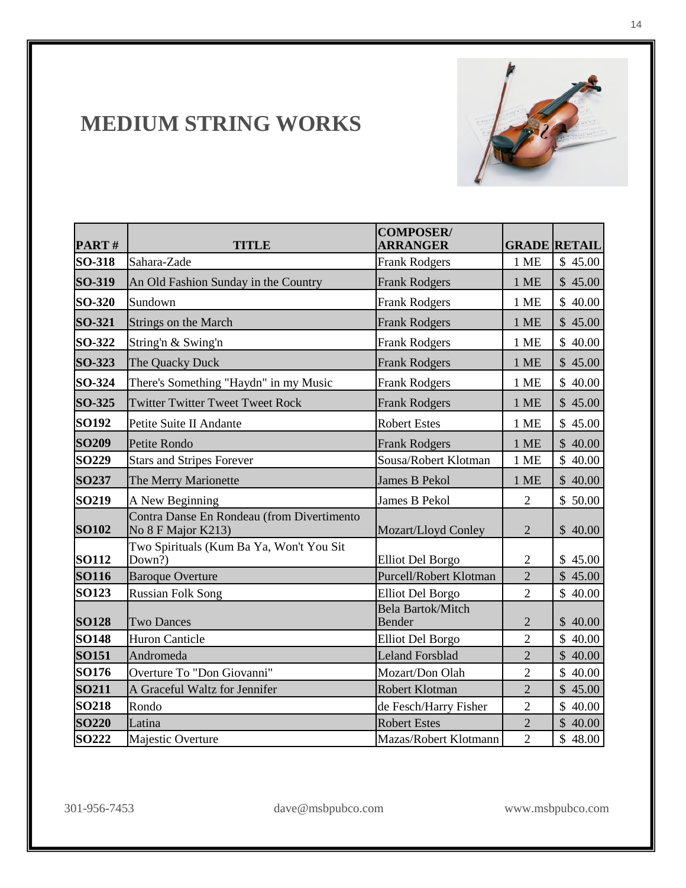# MEDIUM STRING WORKS

| PART # | TITLE | COMPOSER/ ARRANGER | GRADE | RETAIL |
|---|---|---|---|---|
| **SO-318** | Sahara-Zade | Frank Rodgers | 1 ME | $ 45.00 |
| **SO-319** | An Old Fashion Sunday in the Country | Frank Rodgers | 1 ME | $ 45.00 |
| **SO-320** | Sundown | Frank Rodgers | 1 ME | $ 40.00 |
| **SO-321** | Strings on the March | Frank Rodgers | 1 ME | $ 45.00 |
| **SO-322** | String'n & Swing'n | Frank Rodgers | 1 ME | $ 40.00 |
| **SO-323** | The Quacky Duck | Frank Rodgers | 1 ME | $ 45.00 |
| **SO-324** | There's Something "Haydn" in my Music | Frank Rodgers | 1 ME | $ 40.00 |
| **SO-325** | Twitter Twitter Tweet Tweet Rock | Frank Rodgers | 1 ME | $ 45.00 |
| **SO192** | Petite Suite II Andante | Robert Estes | 1 ME | $ 45.00 |
| **SO209** | Petite Rondo | Frank Rodgers | 1 ME | $ 40.00 |
| **SO229** | Stars and Stripes Forever | Sousa/Robert Klotman | 1 ME | $ 40.00 |
| **SO237** | The Merry Marionette | James B Pekol | 1 ME | $ 40.00 |
| **SO219** | A New Beginning | James B Pekol | 2 | $ 50.00 |
| **SO102** | Contra Danse En Rondeau (from Divertimento No 8 F Major K213) | Mozart/Lloyd Conley | 2 | $ 40.00 |
| **SO112** | Two Spirituals (Kum Ba Ya, Won't You Sit Down?) | Elliot Del Borgo | 2 | $ 45.00 |
| **SO116** | Baroque Overture | Purcell/Robert Klotman | 2 | $ 45.00 |
| **SO123** | Russian Folk Song | Elliot Del Borgo | 2 | $ 40.00 |
| **SO128** | Two Dances | Bela Bartok/Mitch Bender | 2 | $ 40.00 |
| **SO148** | Huron Canticle | Elliot Del Borgo | 2 | $ 40.00 |
| **SO151** | Andromeda | Leland Forsblad | 2 | $ 40.00 |
| **SO176** | Overture To "Don Giovanni" | Mozart/Don Olah | 2 | $ 40.00 |
| **SO211** | A Graceful Waltz for Jennifer | Robert Klotman | 2 | $ 45.00 |
| **SO218** | Rondo | de Fesch/Harry Fisher | 2 | $ 40.00 |
| **SO220** | Latina | Robert Estes | 2 | $ 40.00 |
| **SO222** | Majestic Overture | Mazas/Robert Klotmann | 2 | $ 48.00 |

301-956-7453 dave@msbpubco.com www.msbpubco.com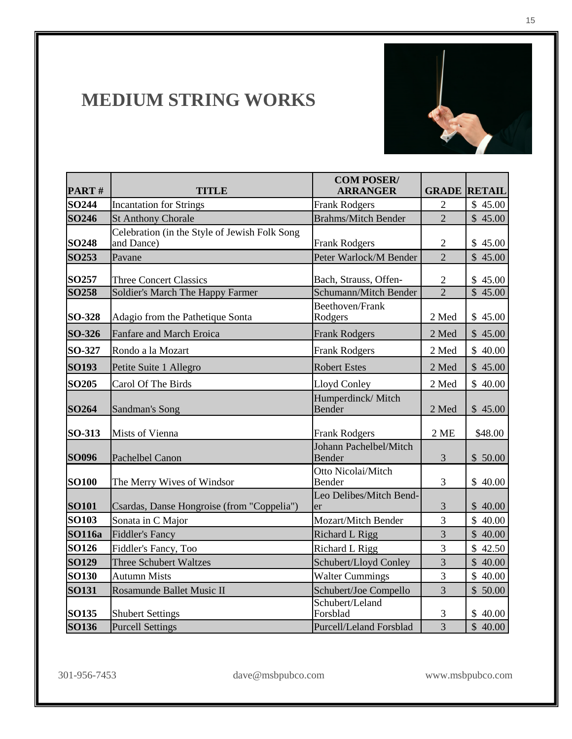# MEDIUM STRING WORKS

| PART # | TITLE | COM POSER/ ARRANGER | GRADE | RETAIL |
|---|---|---|---|---|
| **SO244** | Incantation for Strings | Frank Rodgers | 2 | $ 45.00 |
| **SO246** | St Anthony Chorale | Brahms/Mitch Bender | 2 | $ 45.00 |
| **SO248** | Celebration (in the Style of Jewish Folk Song and Dance) | Frank Rodgers | 2 | $ 45.00 |
| **SO253** | Pavane | Peter Warlock/M Bender | 2 | $ 45.00 |
| **SO257** | Three Concert Classics | Bach, Strauss, Offen- | 2 | $ 45.00 |
| **SO258** | Soldier's March The Happy Farmer | Schumann/Mitch Bender | 2 | $ 45.00 |
| **SO-328** | Adagio from the Pathetique Sonta | Beethoven/Frank Rodgers | 2 Med | $ 45.00 |
| **SO-326** | Fanfare and March Eroica | Frank Rodgers | 2 Med | $ 45.00 |
| **SO-327** | Rondo a la Mozart | Frank Rodgers | 2 Med | $ 40.00 |
| **SO193** | Petite Suite 1 Allegro | Robert Estes | 2 Med | $ 45.00 |
| **SO205** | Carol Of The Birds | Lloyd Conley | 2 Med | $ 40.00 |
| **SO264** | Sandman's Song | Humperdinck/ Mitch Bender | 2 Med | $ 45.00 |
| **SO-313** | Mists of Vienna | Frank Rodgers | 2 ME | $48.00 |
| **SO096** | Pachelbel Canon | Johann Pachelbel/Mitch Bender | 3 | $ 50.00 |
| **SO100** | The Merry Wives of Windsor | Otto Nicolai/Mitch Bender | 3 | $ 40.00 |
| **SO101** | Csardas, Danse Hongroise (from "Coppelia") | Leo Delibes/Mitch Bend-er | 3 | $ 40.00 |
| **SO103** | Sonata in C Major | Mozart/Mitch Bender | 3 | $ 40.00 |
| **SO116a** | Fiddler's Fancy | Richard L Rigg | 3 | $ 40.00 |
| **SO126** | Fiddler's Fancy, Too | Richard L Rigg | 3 | $ 42.50 |
| **SO129** | Three Schubert Waltzes | Schubert/Lloyd Conley | 3 | $ 40.00 |
| **SO130** | Autumn Mists | Walter Cummings | 3 | $ 40.00 |
| **SO131** | Rosamunde Ballet Music II | Schubert/Joe Compello | 3 | $ 50.00 |
| **SO135** | Shubert Settings | Schubert/Leland Forsblad | 3 | $ 40.00 |
| **SO136** | Purcell Settings | Purcell/Leland Forsblad | 3 | $ 40.00 |

301-956-7453 dave@msbpubco.com www.msbpubco.com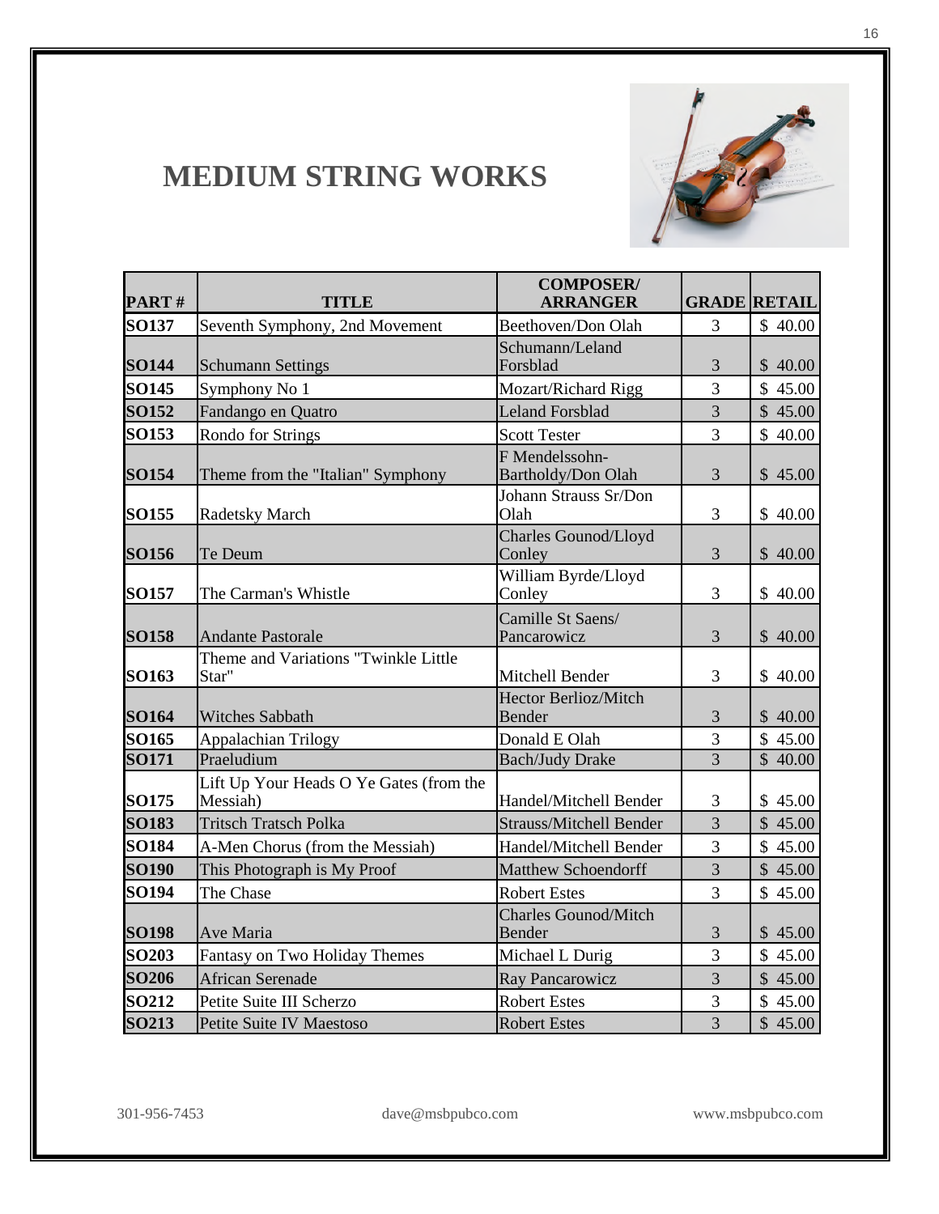# MEDIUM STRING WORKS

| PART # | TITLE | COMPOSER/ ARRANGER | GRADE | RETAIL |
|---|---|---|---|---|
| SO137 | Seventh Symphony, 2nd Movement | Beethoven/Don Olah | 3 | $ 40.00 |
| SO144 | Schumann Settings | Schumann/Leland Forsblad | 3 | $ 40.00 |
| SO145 | Symphony No 1 | Mozart/Richard Rigg | 3 | $ 45.00 |
| SO152 | Fandango en Quatro | Leland Forsblad | 3 | $ 45.00 |
| SO153 | Rondo for Strings | Scott Tester | 3 | $ 40.00 |
| SO154 | Theme from the "Italian" Symphony | F Mendelssohn-Bartholdy/Don Olah | 3 | $ 45.00 |
| SO155 | Radetsky March | Johann Strauss Sr/Don Olah | 3 | $ 40.00 |
| SO156 | Te Deum | Charles Gounod/Lloyd Conley | 3 | $ 40.00 |
| SO157 | The Carman's Whistle | William Byrde/Lloyd Conley | 3 | $ 40.00 |
| SO158 | Andante Pastorale | Camille St Saens/ Pancarowicz | 3 | $ 40.00 |
| SO163 | Theme and Variations "Twinkle Little Star" | Mitchell Bender | 3 | $ 40.00 |
| SO164 | Witches Sabbath | Hector Berlioz/Mitch Bender | 3 | $ 40.00 |
| SO165 | Appalachian Trilogy | Donald E Olah | 3 | $ 45.00 |
| SO171 | Praeludium | Bach/Judy Drake | 3 | $ 40.00 |
| SO175 | Lift Up Your Heads O Ye Gates (from the Messiah) | Handel/Mitchell Bender | 3 | $ 45.00 |
| SO183 | Tritsch Tratsch Polka | Strauss/Mitchell Bender | 3 | $ 45.00 |
| SO184 | A-Men Chorus (from the Messiah) | Handel/Mitchell Bender | 3 | $ 45.00 |
| SO190 | This Photograph is My Proof | Matthew Schoendorff | 3 | $ 45.00 |
| SO194 | The Chase | Robert Estes | 3 | $ 45.00 |
| SO198 | Ave Maria | Charles Gounod/Mitch Bender | 3 | $ 45.00 |
| SO203 | Fantasy on Two Holiday Themes | Michael L Durig | 3 | $ 45.00 |
| SO206 | African Serenade | Ray Pancarowicz | 3 | $ 45.00 |
| SO212 | Petite Suite III Scherzo | Robert Estes | 3 | $ 45.00 |
| SO213 | Petite Suite IV Maestoso | Robert Estes | 3 | $ 45.00 |

301-956-7453 dave@msbpubco.com www.msbpubco.com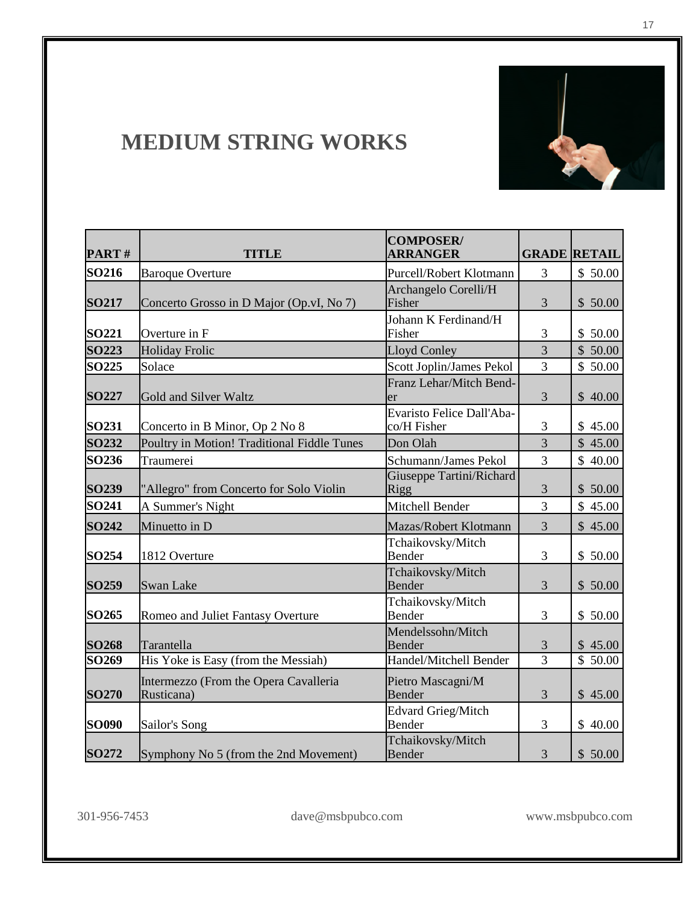# MEDIUM STRING WORKS

| PART # | TITLE | COMPOSER/ ARRANGER | GRADE | RETAIL |
|---|---|---|---|---|
| **SO216** | Baroque Overture | Purcell/Robert Klotmann | 3 | $ 50.00 |
| **SO217** | Concerto Grosso in D Major (Op.vI, No 7) | Archangelo Corelli/H Fisher | 3 | $ 50.00 |
| **SO221** | Overture in F | Johann K Ferdinand/H Fisher | 3 | $ 50.00 |
| **SO223** | Holiday Frolic | Lloyd Conley | 3 | $ 50.00 |
| **SO225** | Solace | Scott Joplin/James Pekol | 3 | $ 50.00 |
| **SO227** | Gold and Silver Waltz | Franz Lehar/Mitch Bender | 3 | $ 40.00 |
| **SO231** | Concerto in B Minor, Op 2 No 8 | Evaristo Felice Dall'Abaco/H Fisher | 3 | $ 45.00 |
| **SO232** | Poultry in Motion! Traditional Fiddle Tunes | Don Olah | 3 | $ 45.00 |
| **SO236** | Traumerei | Schumann/James Pekol | 3 | $ 40.00 |
| **SO239** | "Allegro" from Concerto for Solo Violin | Giuseppe Tartini/Richard Rigg | 3 | $ 50.00 |
| **SO241** | A Summer's Night | Mitchell Bender | 3 | $ 45.00 |
| **SO242** | Minuetto in D | Mazas/Robert Klotmann | 3 | $ 45.00 |
| **SO254** | 1812 Overture | Tchaikovsky/Mitch Bender | 3 | $ 50.00 |
| **SO259** | Swan Lake | Tchaikovsky/Mitch Bender | 3 | $ 50.00 |
| **SO265** | Romeo and Juliet Fantasy Overture | Tchaikovsky/Mitch Bender | 3 | $ 50.00 |
| **SO268** | Tarantella | Mendelssohn/Mitch Bender | 3 | $ 45.00 |
| **SO269** | His Yoke is Easy (from the Messiah) | Handel/Mitchell Bender | 3 | $ 50.00 |
| **SO270** | Intermezzo (From the Opera Cavalleria Rusticana) | Pietro Mascagni/M Bender | 3 | $ 45.00 |
| **SO090** | Sailor's Song | Edvard Grieg/Mitch Bender | 3 | $ 40.00 |
| **SO272** | Symphony No 5 (from the 2nd Movement) | Tchaikovsky/Mitch Bender | 3 | $ 50.00 |

301-956-7453 dave@msbpubco.com www.msbpubco.com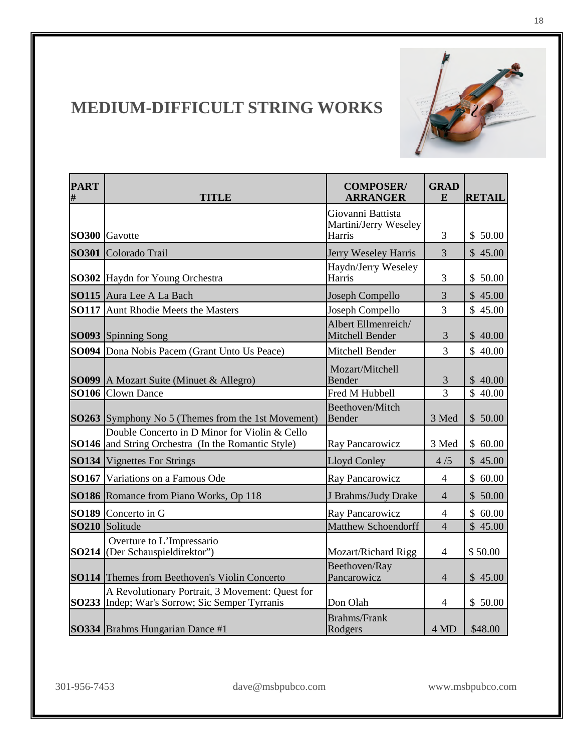# MEDIUM-DIFFICULT STRING WORKS

| PART # | TITLE | COMPOSER/ ARRANGER | GRADE | RETAIL |
|---|---|---|---|---|
| **SO300** | Gavotte | Giovanni Battista Martini/Jerry Weseley Harris | 3 | $ 50.00 |
| **SO301** | Colorado Trail | Jerry Weseley Harris | 3 | $ 45.00 |
| **SO302** | Haydn for Young Orchestra | Haydn/Jerry Weseley Harris | 3 | $ 50.00 |
| **SO115** | Aura Lee A La Bach | Joseph Compello | 3 | $ 45.00 |
| **SO117** | Aunt Rhodie Meets the Masters | Joseph Compello | 3 | $ 45.00 |
| **SO093** | Spinning Song | Albert Ellmenreich/ Mitchell Bender | 3 | $ 40.00 |
| **SO094** | Dona Nobis Pacem (Grant Unto Us Peace) | Mitchell Bender | 3 | $ 40.00 |
| **SO099** | A Mozart Suite (Minuet & Allegro) | Mozart/Mitchell Bender | 3 | $ 40.00 |
| **SO106** | Clown Dance | Fred M Hubbell | 3 | $ 40.00 |
| **SO263** | Symphony No 5 (Themes from the 1st Movement) | Beethoven/Mitch Bender | 3 Med | $ 50.00 |
| **SO146** | Double Concerto in D Minor for Violin & Cello and String Orchestra (In the Romantic Style) | Ray Pancarowicz | 3 Med | $ 60.00 |
| **SO134** | Vignettes For Strings | Lloyd Conley | 4 /5 | $ 45.00 |
| **SO167** | Variations on a Famous Ode | Ray Pancarowicz | 4 | $ 60.00 |
| **SO186** | Romance from Piano Works, Op 118 | J Brahms/Judy Drake | 4 | $ 50.00 |
| **SO189** | Concerto in G | Ray Pancarowicz | 4 | $ 60.00 |
| **SO210** | Solitude | Matthew Schoendorff | 4 | $ 45.00 |
| **SO214** | Overture to L'Impressario (Der Schauspieldirektor") | Mozart/Richard Rigg | 4 | $ 50.00 |
| **SO114** | Themes from Beethoven's Violin Concerto | Beethoven/Ray Pancarowicz | 4 | $ 45.00 |
| **SO233** | A Revolutionary Portrait, 3 Movement: Quest for Indep; War's Sorrow; Sic Semper Tyrranis | Don Olah | 4 | $ 50.00 |
| **SO334** | Brahms Hungarian Dance #1 | Brahms/Frank Rodgers | 4 MD | $48.00 |

301-956-7453 dave@msbpubco.com www.msbpubco.com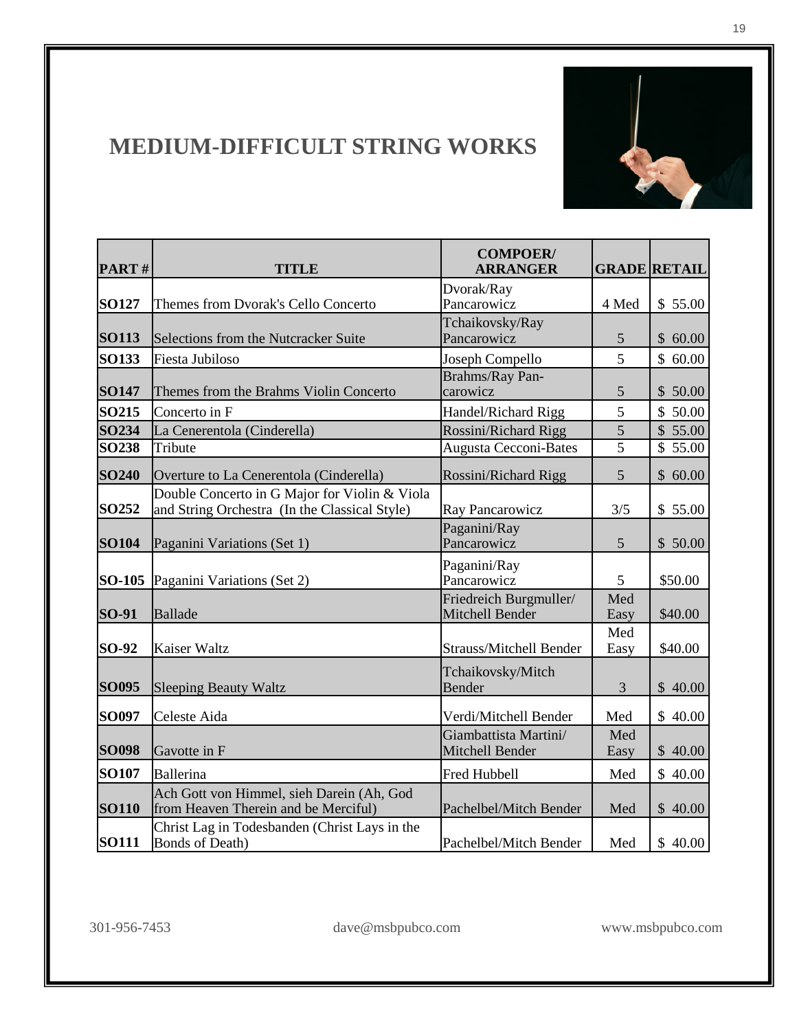# MEDIUM-DIFFICULT STRING WORKS

| PART # | TITLE | COMPOER/ ARRANGER | GRADE | RETAIL |
|---|---|---|---|---|
| **SO127** | Themes from Dvorak's Cello Concerto | Dvorak/Ray Pancarowicz | 4 Med | $ 55.00 |
| **SO113** | Selections from the Nutcracker Suite | Tchaikovsky/Ray Pancarowicz | 5 | $ 60.00 |
| **SO133** | Fiesta Jubiloso | Joseph Compello | 5 | $ 60.00 |
| **SO147** | Themes from the Brahms Violin Concerto | Brahms/Ray Pan-carowicz | 5 | $ 50.00 |
| **SO215** | Concerto in F | Handel/Richard Rigg | 5 | $ 50.00 |
| **SO234** | La Cenerentola (Cinderella) | Rossini/Richard Rigg | 5 | $ 55.00 |
| **SO238** | Tribute | Augusta Cecconi-Bates | 5 | $ 55.00 |
| **SO240** | Overture to La Cenerentola (Cinderella) | Rossini/Richard Rigg | 5 | $ 60.00 |
| **SO252** | Double Concerto in G Major for Violin & Viola and String Orchestra (In the Classical Style) | Ray Pancarowicz | 3/5 | $ 55.00 |
| **SO104** | Paganini Variations (Set 1) | Paganini/Ray Pancarowicz | 5 | $ 50.00 |
| **SO-105** | Paganini Variations (Set 2) | Paganini/Ray Pancarowicz | 5 | $50.00 |
| **SO-91** | Ballade | Friedreich Burgmuller/ Mitchell Bender | Med Easy | $40.00 |
| **SO-92** | Kaiser Waltz | Strauss/Mitchell Bender | Med Easy | $40.00 |
| **SO095** | Sleeping Beauty Waltz | Tchaikovsky/Mitch Bender | 3 | $ 40.00 |
| **SO097** | Celeste Aida | Verdi/Mitchell Bender | Med | $ 40.00 |
| **SO098** | Gavotte in F | Giambattista Martini/ Mitchell Bender | Med Easy | $ 40.00 |
| **SO107** | Ballerina | Fred Hubbell | Med | $ 40.00 |
| **SO110** | Ach Gott von Himmel, sieh Darein (Ah, God from Heaven Therein and be Merciful) | Pachelbel/Mitch Bender | Med | $ 40.00 |
| **SO111** | Christ Lag in Todesbanden (Christ Lays in the Bonds of Death) | Pachelbel/Mitch Bender | Med | $ 40.00 |

301-956-7453 dave@msbpubco.com www.msbpubco.com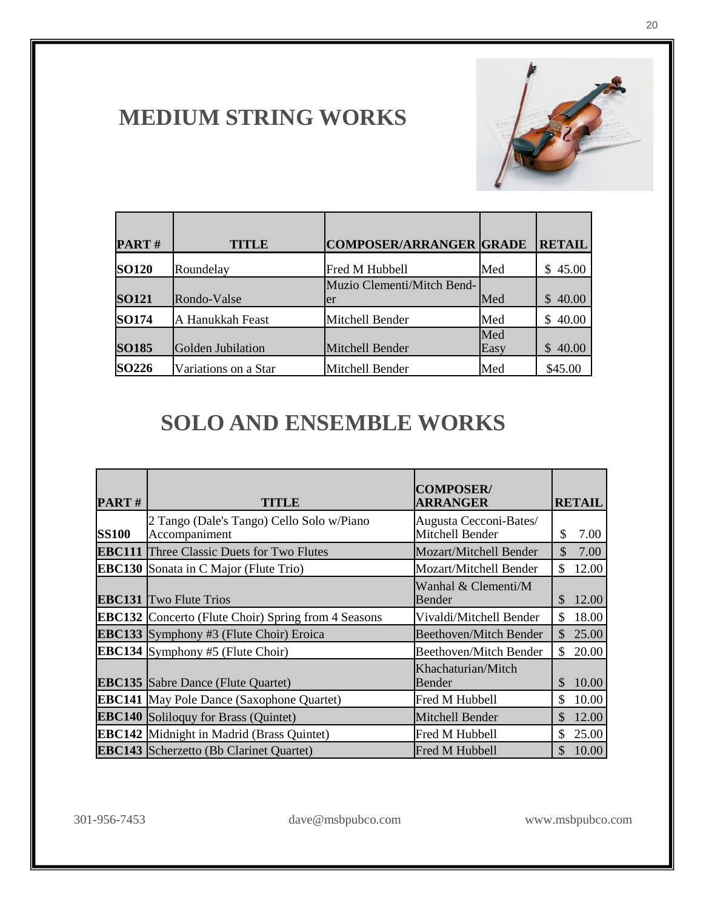## MEDIUM STRING WORKS

| PART # | TITLE | COMPOSER/ARRANGER | GRADE | RETAIL |
|---|---|---|---|---|
| **SO120** | Roundelay | Fred M Hubbell | Med | $ 45.00 |
| **SO121** | Rondo-Valse | Muzio Clementi/Mitch Bender | Med | $ 40.00 |
| **SO174** | A Hanukkah Feast | Mitchell Bender | Med | $ 40.00 |
| **SO185** | Golden Jubilation | Mitchell Bender | Med Easy | $ 40.00 |
| **SO226** | Variations on a Star | Mitchell Bender | Med | $45.00 |

## SOLO AND ENSEMBLE WORKS

| PART # | TITLE | COMPOSER/ ARRANGER | RETAIL |
|---|---|---|---|
| **SS100** | 2 Tango (Dale's Tango) Cello Solo w/Piano Accompaniment | Augusta Cecconi-Bates/ Mitchell Bender | $ 7.00 |
| **EBC111** | Three Classic Duets for Two Flutes | Mozart/Mitchell Bender | $ 7.00 |
| **EBC130** | Sonata in C Major (Flute Trio) | Mozart/Mitchell Bender | $ 12.00 |
| **EBC131** | Two Flute Trios | Wanhal & Clementi/M Bender | $ 12.00 |
| **EBC132** | Concerto (Flute Choir) Spring from 4 Seasons | Vivaldi/Mitchell Bender | $ 18.00 |
| **EBC133** | Symphony #3 (Flute Choir) Eroica | Beethoven/Mitch Bender | $ 25.00 |
| **EBC134** | Symphony #5 (Flute Choir) | Beethoven/Mitch Bender | $ 20.00 |
| **EBC135** | Sabre Dance (Flute Quartet) | Khachaturian/Mitch Bender | $ 10.00 |
| **EBC141** | May Pole Dance (Saxophone Quartet) | Fred M Hubbell | $ 10.00 |
| **EBC140** | Soliloquy for Brass (Quintet) | Mitchell Bender | $ 12.00 |
| **EBC142** | Midnight in Madrid (Brass Quintet) | Fred M Hubbell | $ 25.00 |
| **EBC143** | Scherzetto (Bb Clarinet Quartet) | Fred M Hubbell | $ 10.00 |

301-956-7453 dave@msbpubco.com www.msbpubco.com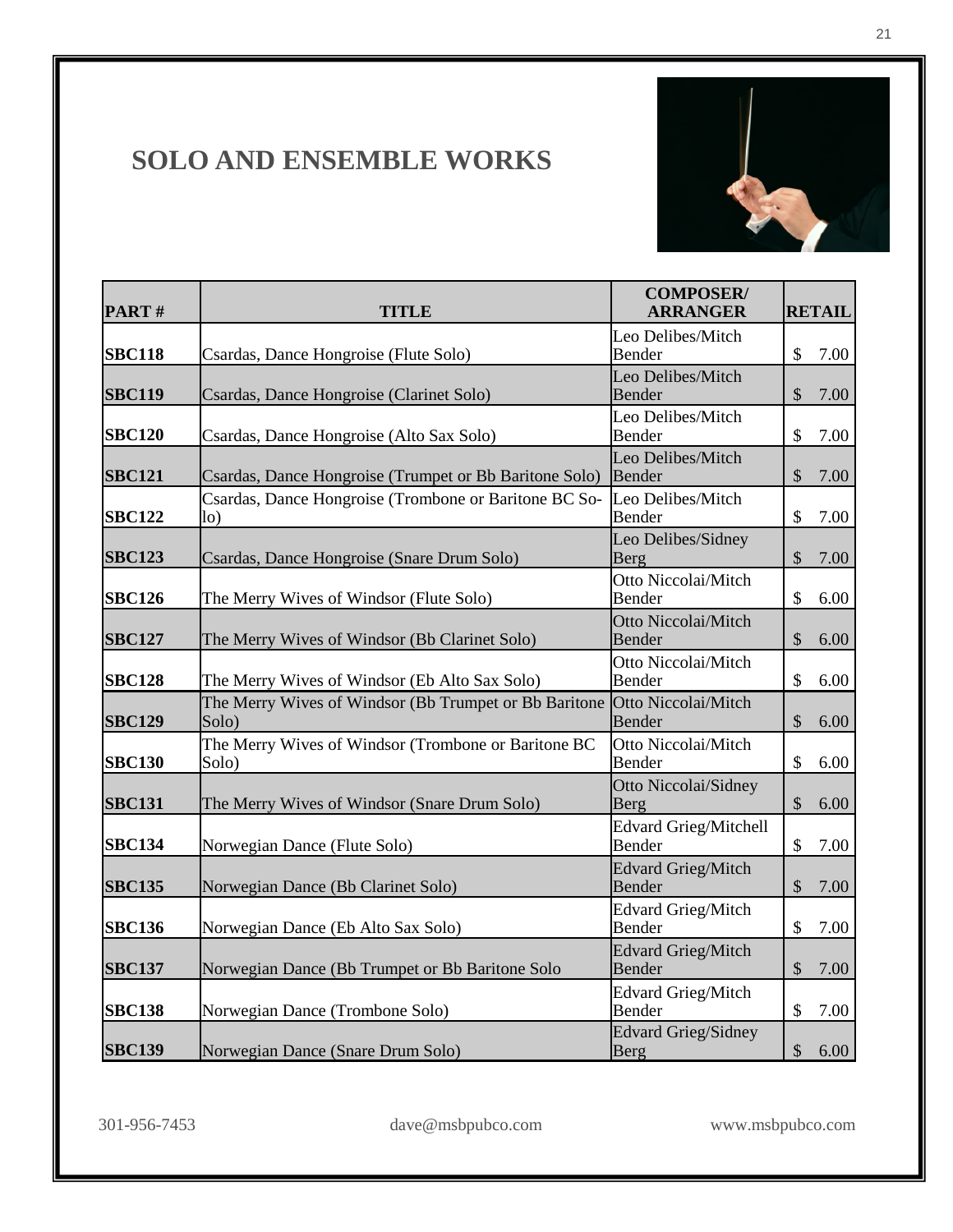# SOLO AND ENSEMBLE WORKS

| PART # | TITLE | COMPOSER/ ARRANGER | RETAIL |
|---|---|---|---|
| **SBC118** | Csardas, Dance Hongroise (Flute Solo) | Leo Delibes/Mitch Bender | $ 7.00 |
| **SBC119** | Csardas, Dance Hongroise (Clarinet Solo) | Leo Delibes/Mitch Bender | $ 7.00 |
| **SBC120** | Csardas, Dance Hongroise (Alto Sax Solo) | Leo Delibes/Mitch Bender | $ 7.00 |
| **SBC121** | Csardas, Dance Hongroise (Trumpet or Bb Baritone Solo) | Leo Delibes/Mitch Bender | $ 7.00 |
| **SBC122** | Csardas, Dance Hongroise (Trombone or Baritone BC Solo) | Leo Delibes/Mitch Bender | $ 7.00 |
| **SBC123** | Csardas, Dance Hongroise (Snare Drum Solo) | Leo Delibes/Sidney Berg | $ 7.00 |
| **SBC126** | The Merry Wives of Windsor (Flute Solo) | Otto Niccolai/Mitch Bender | $ 6.00 |
| **SBC127** | The Merry Wives of Windsor (Bb Clarinet Solo) | Otto Niccolai/Mitch Bender | $ 6.00 |
| **SBC128** | The Merry Wives of Windsor (Eb Alto Sax Solo) | Otto Niccolai/Mitch Bender | $ 6.00 |
| **SBC129** | The Merry Wives of Windsor (Bb Trumpet or Bb Baritone Solo) | Otto Niccolai/Mitch Bender | $ 6.00 |
| **SBC130** | The Merry Wives of Windsor (Trombone or Baritone BC Solo) | Otto Niccolai/Mitch Bender | $ 6.00 |
| **SBC131** | The Merry Wives of Windsor (Snare Drum Solo) | Otto Niccolai/Sidney Berg | $ 6.00 |
| **SBC134** | Norwegian Dance (Flute Solo) | Edvard Grieg/Mitchell Bender | $ 7.00 |
| **SBC135** | Norwegian Dance (Bb Clarinet Solo) | Edvard Grieg/Mitch Bender | $ 7.00 |
| **SBC136** | Norwegian Dance (Eb Alto Sax Solo) | Edvard Grieg/Mitch Bender | $ 7.00 |
| **SBC137** | Norwegian Dance (Bb Trumpet or Bb Baritone Solo | Edvard Grieg/Mitch Bender | $ 7.00 |
| **SBC138** | Norwegian Dance (Trombone Solo) | Edvard Grieg/Mitch Bender | $ 7.00 |
| **SBC139** | Norwegian Dance (Snare Drum Solo) | Edvard Grieg/Sidney Berg | $ 6.00 |

301-956-7453 dave@msbpubco.com www.msbpubco.com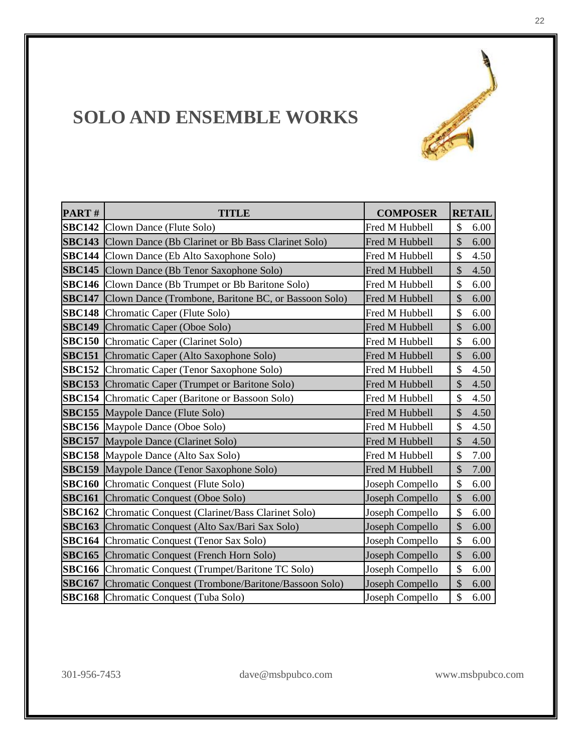# SOLO AND ENSEMBLE WORKS

| PART # | TITLE | COMPOSER | RETAIL |
|---|---|---|---|
| **SBC142** | Clown Dance (Flute Solo) | Fred M Hubbell | $ 6.00 |
| **SBC143** | Clown Dance (Bb Clarinet or Bb Bass Clarinet Solo) | Fred M Hubbell | $ 6.00 |
| **SBC144** | Clown Dance (Eb Alto Saxophone Solo) | Fred M Hubbell | $ 4.50 |
| **SBC145** | Clown Dance (Bb Tenor Saxophone Solo) | Fred M Hubbell | $ 4.50 |
| **SBC146** | Clown Dance (Bb Trumpet or Bb Baritone Solo) | Fred M Hubbell | $ 6.00 |
| **SBC147** | Clown Dance (Trombone, Baritone BC, or Bassoon Solo) | Fred M Hubbell | $ 6.00 |
| **SBC148** | Chromatic Caper (Flute Solo) | Fred M Hubbell | $ 6.00 |
| **SBC149** | Chromatic Caper (Oboe Solo) | Fred M Hubbell | $ 6.00 |
| **SBC150** | Chromatic Caper (Clarinet Solo) | Fred M Hubbell | $ 6.00 |
| **SBC151** | Chromatic Caper (Alto Saxophone Solo) | Fred M Hubbell | $ 6.00 |
| **SBC152** | Chromatic Caper (Tenor Saxophone Solo) | Fred M Hubbell | $ 4.50 |
| **SBC153** | Chromatic Caper (Trumpet or Baritone Solo) | Fred M Hubbell | $ 4.50 |
| **SBC154** | Chromatic Caper (Baritone or Bassoon Solo) | Fred M Hubbell | $ 4.50 |
| **SBC155** | Maypole Dance (Flute Solo) | Fred M Hubbell | $ 4.50 |
| **SBC156** | Maypole Dance (Oboe Solo) | Fred M Hubbell | $ 4.50 |
| **SBC157** | Maypole Dance (Clarinet Solo) | Fred M Hubbell | $ 4.50 |
| **SBC158** | Maypole Dance (Alto Sax Solo) | Fred M Hubbell | $ 7.00 |
| **SBC159** | Maypole Dance (Tenor Saxophone Solo) | Fred M Hubbell | $ 7.00 |
| **SBC160** | Chromatic Conquest (Flute Solo) | Joseph Compello | $ 6.00 |
| **SBC161** | Chromatic Conquest (Oboe Solo) | Joseph Compello | $ 6.00 |
| **SBC162** | Chromatic Conquest (Clarinet/Bass Clarinet Solo) | Joseph Compello | $ 6.00 |
| **SBC163** | Chromatic Conquest (Alto Sax/Bari Sax Solo) | Joseph Compello | $ 6.00 |
| **SBC164** | Chromatic Conquest (Tenor Sax Solo) | Joseph Compello | $ 6.00 |
| **SBC165** | Chromatic Conquest (French Horn Solo) | Joseph Compello | $ 6.00 |
| **SBC166** | Chromatic Conquest (Trumpet/Baritone TC Solo) | Joseph Compello | $ 6.00 |
| **SBC167** | Chromatic Conquest (Trombone/Baritone/Bassoon Solo) | Joseph Compello | $ 6.00 |
| **SBC168** | Chromatic Conquest (Tuba Solo) | Joseph Compello | $ 6.00 |

301-956-7453 dave@msbpubco.com www.msbpubco.com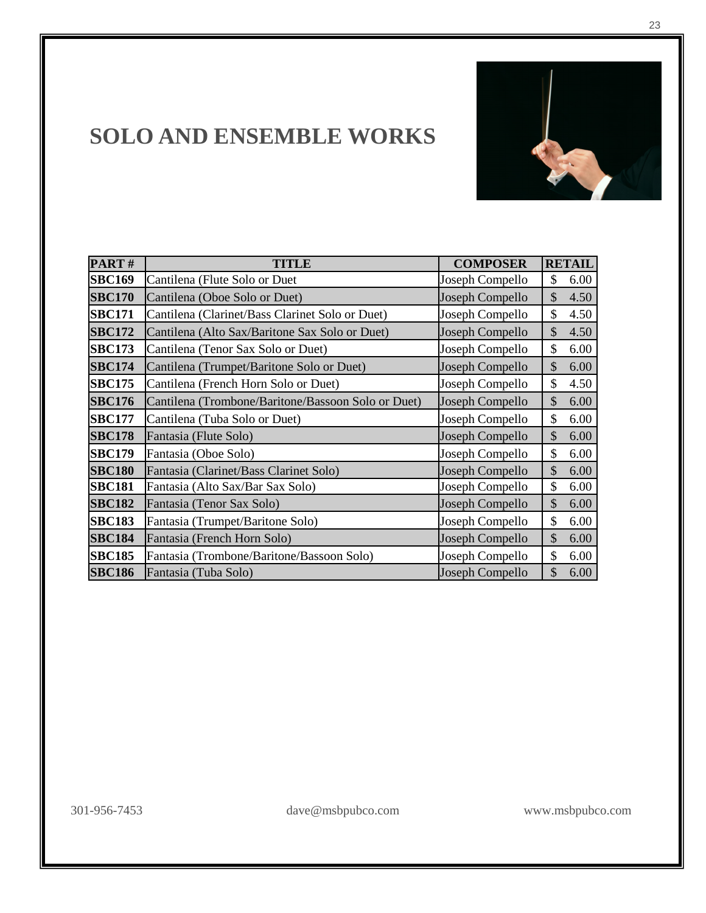# SOLO AND ENSEMBLE WORKS

| PART # | TITLE | COMPOSER | RETAIL |
|---|---|---|---|
| SBC169 | Cantilena (Flute Solo or Duet | Joseph Compello | $ 6.00 |
| SBC170 | Cantilena (Oboe Solo or Duet) | Joseph Compello | $ 4.50 |
| SBC171 | Cantilena (Clarinet/Bass Clarinet Solo or Duet) | Joseph Compello | $ 4.50 |
| SBC172 | Cantilena (Alto Sax/Baritone Sax Solo or Duet) | Joseph Compello | $ 4.50 |
| SBC173 | Cantilena (Tenor Sax Solo or Duet) | Joseph Compello | $ 6.00 |
| SBC174 | Cantilena (Trumpet/Baritone Solo or Duet) | Joseph Compello | $ 6.00 |
| SBC175 | Cantilena (French Horn Solo or Duet) | Joseph Compello | $ 4.50 |
| SBC176 | Cantilena (Trombone/Baritone/Bassoon Solo or Duet) | Joseph Compello | $ 6.00 |
| SBC177 | Cantilena (Tuba Solo or Duet) | Joseph Compello | $ 6.00 |
| SBC178 | Fantasia (Flute Solo) | Joseph Compello | $ 6.00 |
| SBC179 | Fantasia (Oboe Solo) | Joseph Compello | $ 6.00 |
| SBC180 | Fantasia (Clarinet/Bass Clarinet Solo) | Joseph Compello | $ 6.00 |
| SBC181 | Fantasia (Alto Sax/Bar Sax Solo) | Joseph Compello | $ 6.00 |
| SBC182 | Fantasia (Tenor Sax Solo) | Joseph Compello | $ 6.00 |
| SBC183 | Fantasia (Trumpet/Baritone Solo) | Joseph Compello | $ 6.00 |
| SBC184 | Fantasia (French Horn Solo) | Joseph Compello | $ 6.00 |
| SBC185 | Fantasia (Trombone/Baritone/Bassoon Solo) | Joseph Compello | $ 6.00 |
| SBC186 | Fantasia (Tuba Solo) | Joseph Compello | $ 6.00 |

301-956-7453 dave@msbpubco.com www.msbpubco.com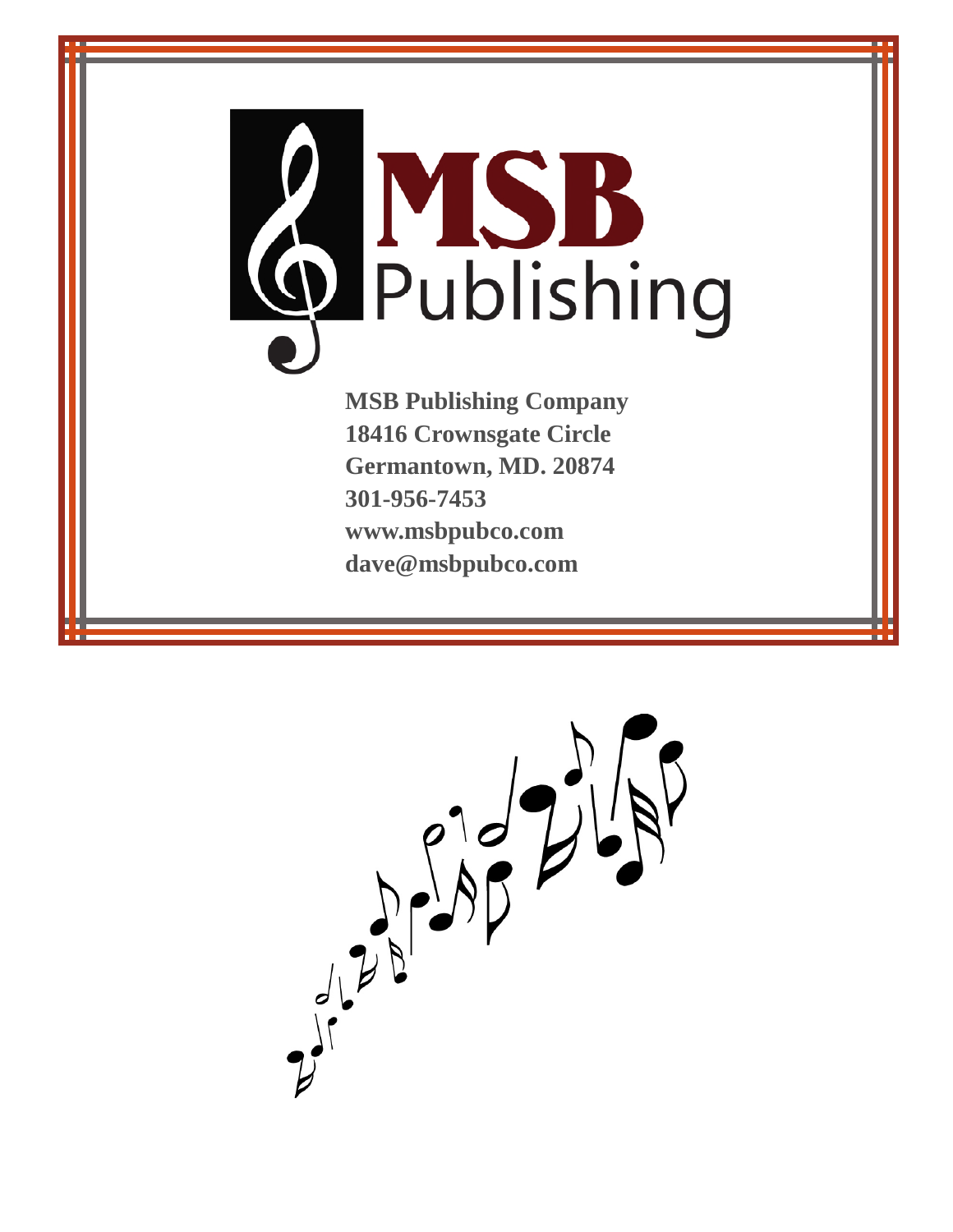MSB Publishing

**MSB Publishing Company**
**18416 Crownsgate Circle**
**Germantown, MD. 20874**
**301-956-7453**
**www.msbpubco.com**
**dave@msbpubco.com**